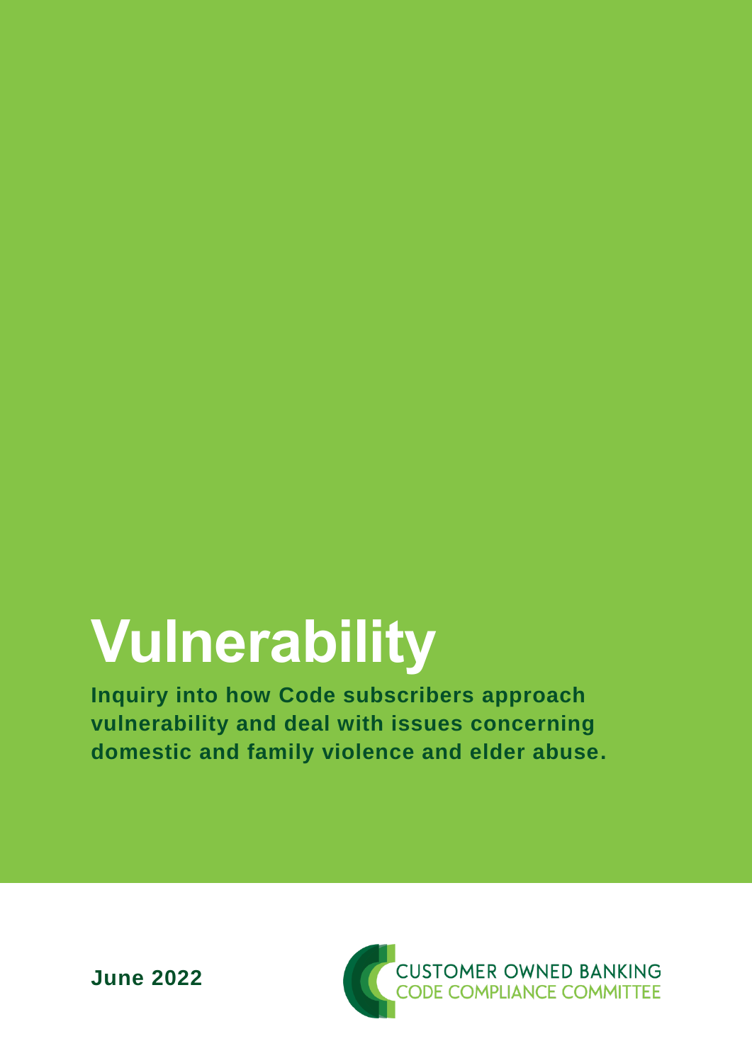# Vulnerability

**Inquiry into how Code subscribers approach vulnerability and deal with issues concerning domestic and family violence and elder abuse.**

**June 2022**

CUSTOMER OWNED BANKING
CODE COMPLIANCE COMMITTEE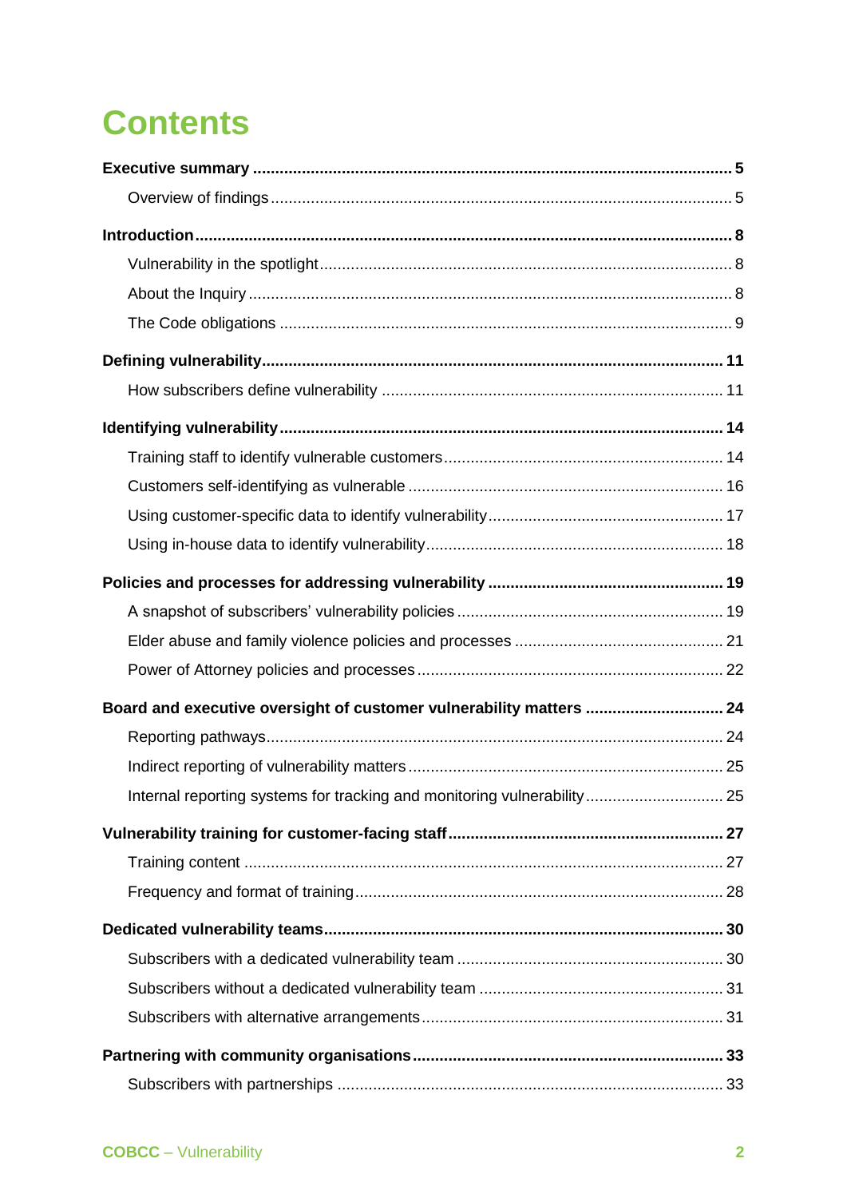# Contents

**Executive summary** ............................................................ 5

Overview of findings ............................................................ 5

**Introduction** ............................................................ 8

Vulnerability in the spotlight ............................................................ 8

About the Inquiry ............................................................ 8

The Code obligations ............................................................ 9

**Defining vulnerability** ............................................................ 11

How subscribers define vulnerability ............................................................ 11

**Identifying vulnerability** ............................................................ 14

Training staff to identify vulnerable customers ............................................................ 14

Customers self-identifying as vulnerable ............................................................ 16

Using customer-specific data to identify vulnerability ............................................................ 17

Using in-house data to identify vulnerability ............................................................ 18

**Policies and processes for addressing vulnerability** ............................................................ 19

A snapshot of subscribers' vulnerability policies ............................................................ 19

Elder abuse and family violence policies and processes ............................................................ 21

Power of Attorney policies and processes ............................................................ 22

**Board and executive oversight of customer vulnerability matters** ............................................................ 24

Reporting pathways ............................................................ 24

Indirect reporting of vulnerability matters ............................................................ 25

Internal reporting systems for tracking and monitoring vulnerability ............................................................ 25

**Vulnerability training for customer-facing staff** ............................................................ 27

Training content ............................................................ 27

Frequency and format of training ............................................................ 28

**Dedicated vulnerability teams** ............................................................ 30

Subscribers with a dedicated vulnerability team ............................................................ 30

Subscribers without a dedicated vulnerability team ............................................................ 31

Subscribers with alternative arrangements ............................................................ 31

**Partnering with community organisations** ............................................................ 33

Subscribers with partnerships ............................................................ 33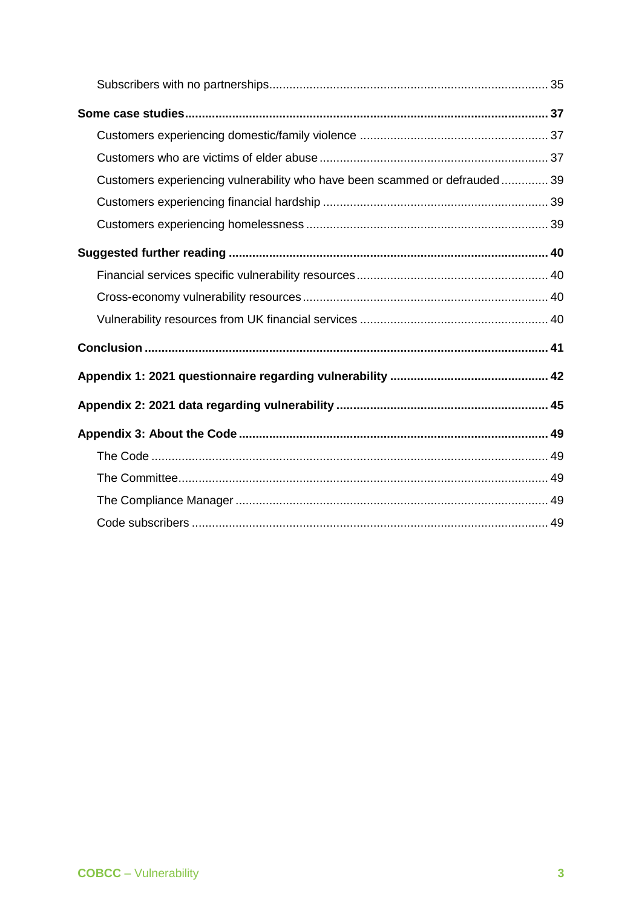Subscribers with no partnerships .... 35

**Some case studies .... 37**

Customers experiencing domestic/family violence .... 37

Customers who are victims of elder abuse .... 37

Customers experiencing vulnerability who have been scammed or defrauded .... 39

Customers experiencing financial hardship .... 39

Customers experiencing homelessness .... 39

**Suggested further reading .... 40**

Financial services specific vulnerability resources .... 40

Cross-economy vulnerability resources .... 40

Vulnerability resources from UK financial services .... 40

**Conclusion .... 41**

**Appendix 1: 2021 questionnaire regarding vulnerability .... 42**

**Appendix 2: 2021 data regarding vulnerability .... 45**

**Appendix 3: About the Code .... 49**

The Code .... 49

The Committee .... 49

The Compliance Manager .... 49

Code subscribers .... 49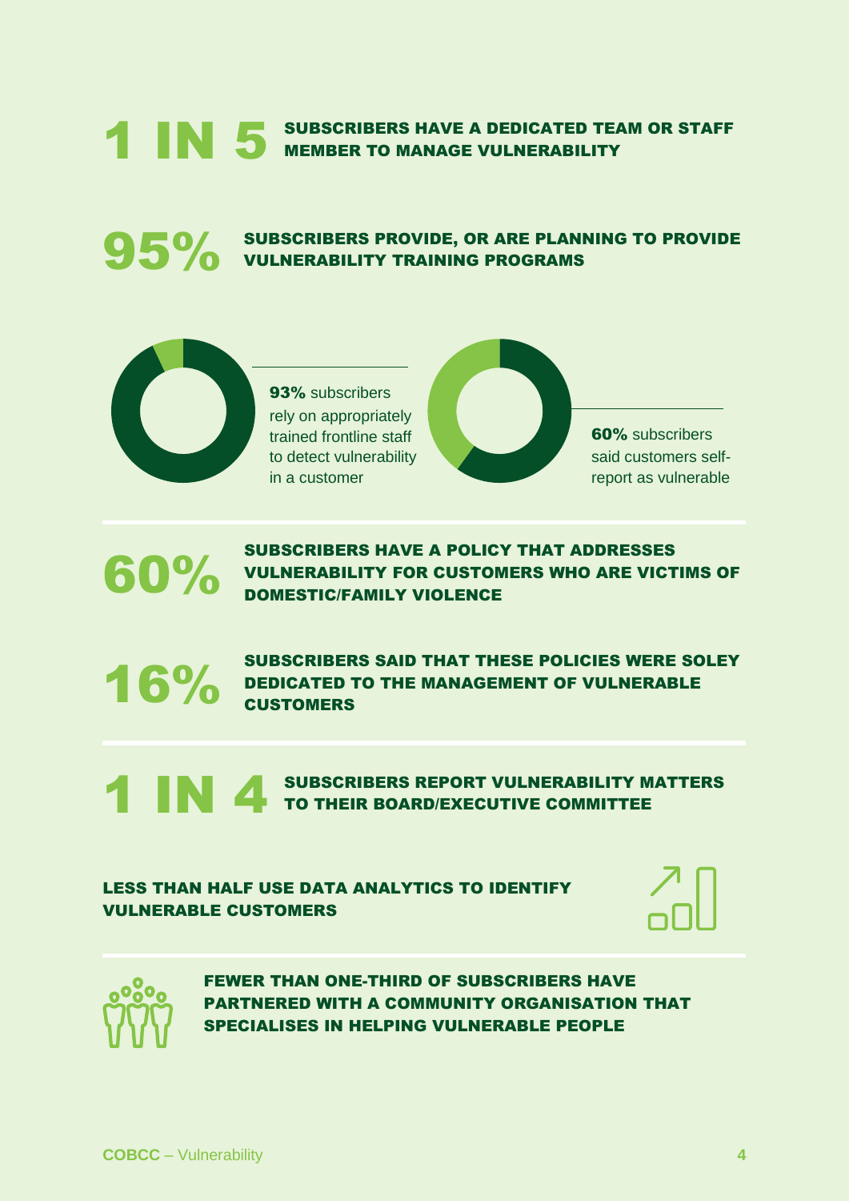**1 IN 5** SUBSCRIBERS HAVE A DEDICATED TEAM OR STAFF MEMBER TO MANAGE VULNERABILITY

**95%** SUBSCRIBERS PROVIDE, OR ARE PLANNING TO PROVIDE VULNERABILITY TRAINING PROGRAMS

**93%** subscribers rely on appropriately trained frontline staff to detect vulnerability in a customer

**60%** subscribers said customers self-report as vulnerable

**60%** SUBSCRIBERS HAVE A POLICY THAT ADDRESSES VULNERABILITY FOR CUSTOMERS WHO ARE VICTIMS OF DOMESTIC/FAMILY VIOLENCE

**16%** SUBSCRIBERS SAID THAT THESE POLICIES WERE SOLEY DEDICATED TO THE MANAGEMENT OF VULNERABLE CUSTOMERS

**1 IN 4** SUBSCRIBERS REPORT VULNERABILITY MATTERS TO THEIR BOARD/EXECUTIVE COMMITTEE

LESS THAN HALF USE DATA ANALYTICS TO IDENTIFY VULNERABLE CUSTOMERS

FEWER THAN ONE-THIRD OF SUBSCRIBERS HAVE PARTNERED WITH A COMMUNITY ORGANISATION THAT SPECIALISES IN HELPING VULNERABLE PEOPLE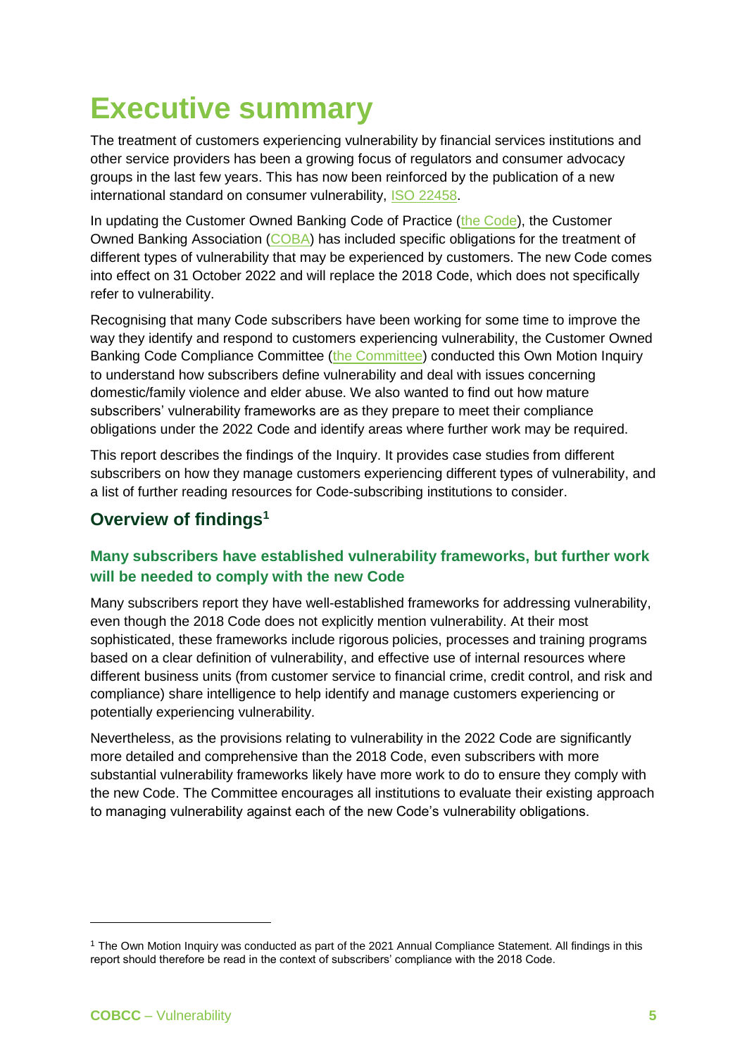# Executive summary

The treatment of customers experiencing vulnerability by financial services institutions and other service providers has been a growing focus of regulators and consumer advocacy groups in the last few years. This has now been reinforced by the publication of a new international standard on consumer vulnerability, ISO 22458.

In updating the Customer Owned Banking Code of Practice (the Code), the Customer Owned Banking Association (COBA) has included specific obligations for the treatment of different types of vulnerability that may be experienced by customers. The new Code comes into effect on 31 October 2022 and will replace the 2018 Code, which does not specifically refer to vulnerability.

Recognising that many Code subscribers have been working for some time to improve the way they identify and respond to customers experiencing vulnerability, the Customer Owned Banking Code Compliance Committee (the Committee) conducted this Own Motion Inquiry to understand how subscribers define vulnerability and deal with issues concerning domestic/family violence and elder abuse. We also wanted to find out how mature subscribers' vulnerability frameworks are as they prepare to meet their compliance obligations under the 2022 Code and identify areas where further work may be required.

This report describes the findings of the Inquiry. It provides case studies from different subscribers on how they manage customers experiencing different types of vulnerability, and a list of further reading resources for Code-subscribing institutions to consider.

## Overview of findings[1]

### Many subscribers have established vulnerability frameworks, but further work will be needed to comply with the new Code

Many subscribers report they have well-established frameworks for addressing vulnerability, even though the 2018 Code does not explicitly mention vulnerability. At their most sophisticated, these frameworks include rigorous policies, processes and training programs based on a clear definition of vulnerability, and effective use of internal resources where different business units (from customer service to financial crime, credit control, and risk and compliance) share intelligence to help identify and manage customers experiencing or potentially experiencing vulnerability.

Nevertheless, as the provisions relating to vulnerability in the 2022 Code are significantly more detailed and comprehensive than the 2018 Code, even subscribers with more substantial vulnerability frameworks likely have more work to do to ensure they comply with the new Code. The Committee encourages all institutions to evaluate their existing approach to managing vulnerability against each of the new Code's vulnerability obligations.

[1] The Own Motion Inquiry was conducted as part of the 2021 Annual Compliance Statement. All findings in this report should therefore be read in the context of subscribers' compliance with the 2018 Code.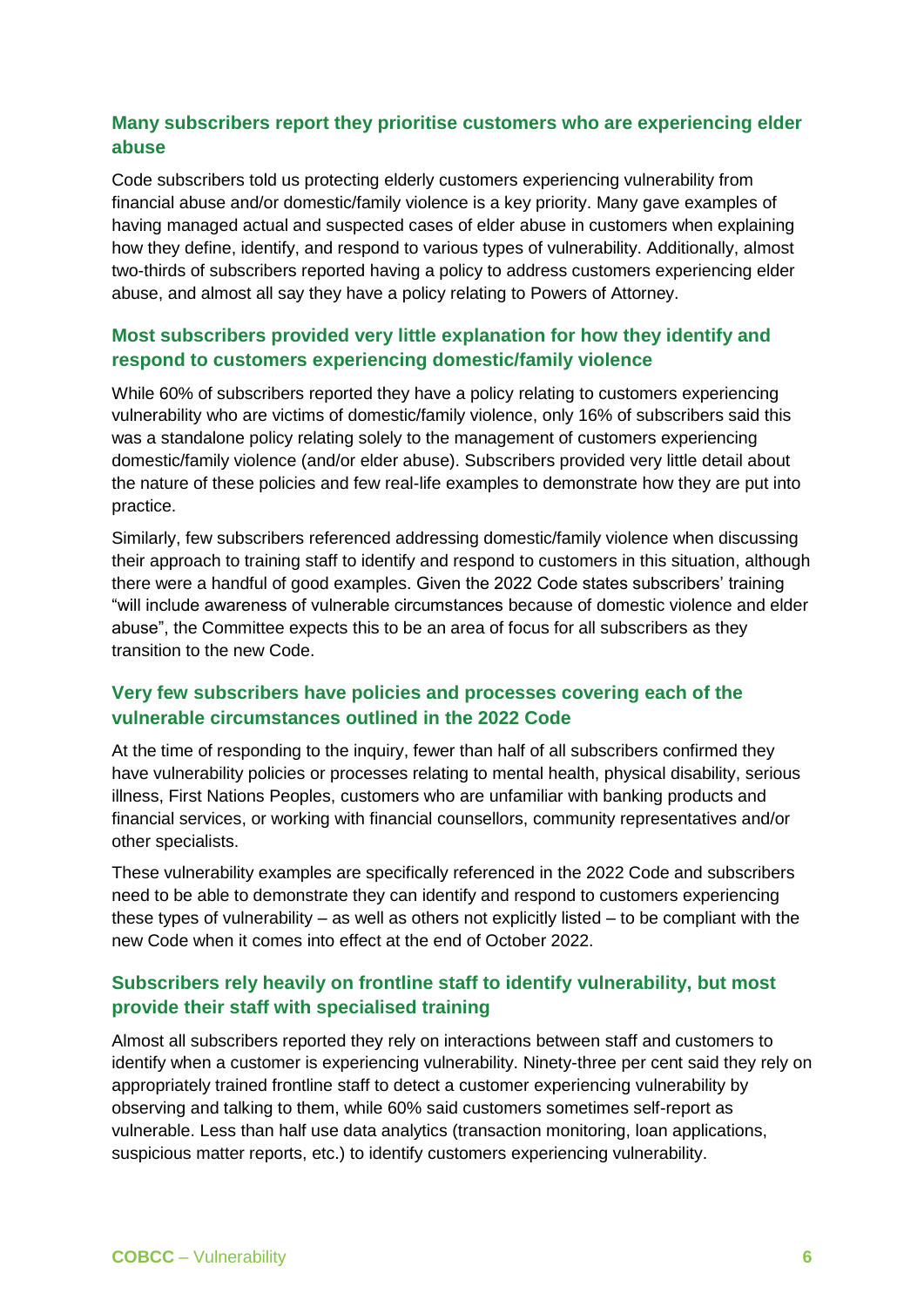### Many subscribers report they prioritise customers who are experiencing elder abuse

Code subscribers told us protecting elderly customers experiencing vulnerability from financial abuse and/or domestic/family violence is a key priority. Many gave examples of having managed actual and suspected cases of elder abuse in customers when explaining how they define, identify, and respond to various types of vulnerability. Additionally, almost two-thirds of subscribers reported having a policy to address customers experiencing elder abuse, and almost all say they have a policy relating to Powers of Attorney.

### Most subscribers provided very little explanation for how they identify and respond to customers experiencing domestic/family violence

While 60% of subscribers reported they have a policy relating to customers experiencing vulnerability who are victims of domestic/family violence, only 16% of subscribers said this was a standalone policy relating solely to the management of customers experiencing domestic/family violence (and/or elder abuse). Subscribers provided very little detail about the nature of these policies and few real-life examples to demonstrate how they are put into practice.

Similarly, few subscribers referenced addressing domestic/family violence when discussing their approach to training staff to identify and respond to customers in this situation, although there were a handful of good examples. Given the 2022 Code states subscribers' training "will include awareness of vulnerable circumstances because of domestic violence and elder abuse", the Committee expects this to be an area of focus for all subscribers as they transition to the new Code.

### Very few subscribers have policies and processes covering each of the vulnerable circumstances outlined in the 2022 Code

At the time of responding to the inquiry, fewer than half of all subscribers confirmed they have vulnerability policies or processes relating to mental health, physical disability, serious illness, First Nations Peoples, customers who are unfamiliar with banking products and financial services, or working with financial counsellors, community representatives and/or other specialists.

These vulnerability examples are specifically referenced in the 2022 Code and subscribers need to be able to demonstrate they can identify and respond to customers experiencing these types of vulnerability – as well as others not explicitly listed – to be compliant with the new Code when it comes into effect at the end of October 2022.

### Subscribers rely heavily on frontline staff to identify vulnerability, but most provide their staff with specialised training

Almost all subscribers reported they rely on interactions between staff and customers to identify when a customer is experiencing vulnerability. Ninety-three per cent said they rely on appropriately trained frontline staff to detect a customer experiencing vulnerability by observing and talking to them, while 60% said customers sometimes self-report as vulnerable. Less than half use data analytics (transaction monitoring, loan applications, suspicious matter reports, etc.) to identify customers experiencing vulnerability.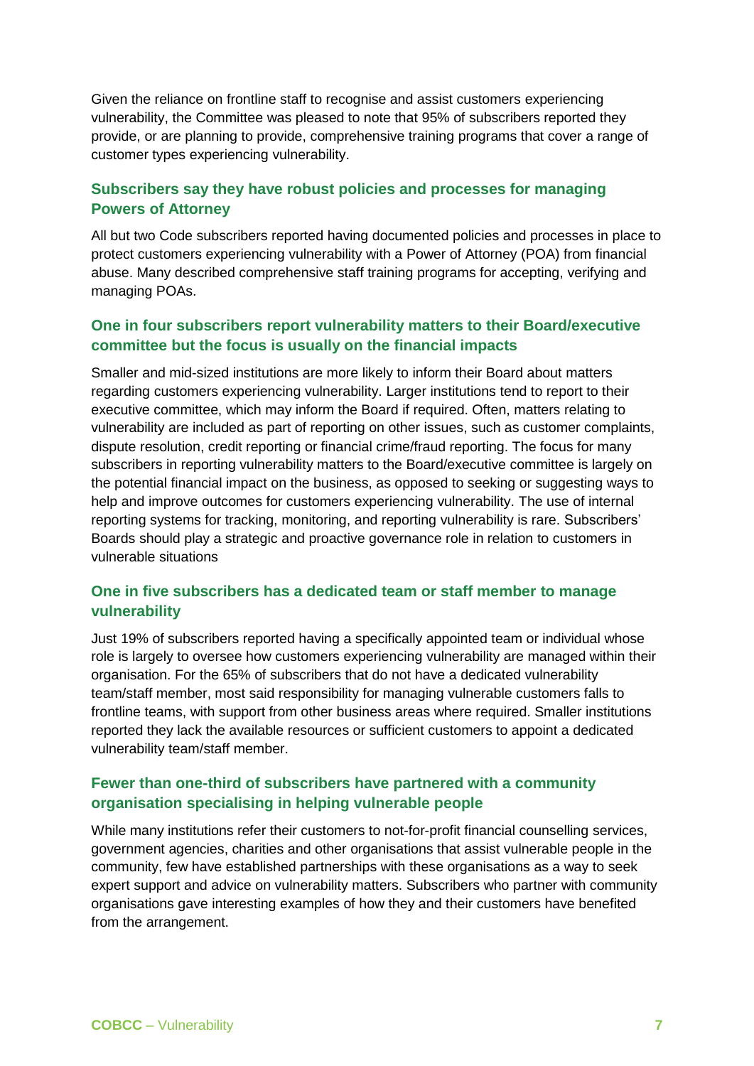Given the reliance on frontline staff to recognise and assist customers experiencing vulnerability, the Committee was pleased to note that 95% of subscribers reported they provide, or are planning to provide, comprehensive training programs that cover a range of customer types experiencing vulnerability.

### Subscribers say they have robust policies and processes for managing Powers of Attorney

All but two Code subscribers reported having documented policies and processes in place to protect customers experiencing vulnerability with a Power of Attorney (POA) from financial abuse. Many described comprehensive staff training programs for accepting, verifying and managing POAs.

### One in four subscribers report vulnerability matters to their Board/executive committee but the focus is usually on the financial impacts

Smaller and mid-sized institutions are more likely to inform their Board about matters regarding customers experiencing vulnerability. Larger institutions tend to report to their executive committee, which may inform the Board if required. Often, matters relating to vulnerability are included as part of reporting on other issues, such as customer complaints, dispute resolution, credit reporting or financial crime/fraud reporting. The focus for many subscribers in reporting vulnerability matters to the Board/executive committee is largely on the potential financial impact on the business, as opposed to seeking or suggesting ways to help and improve outcomes for customers experiencing vulnerability. The use of internal reporting systems for tracking, monitoring, and reporting vulnerability is rare. Subscribers' Boards should play a strategic and proactive governance role in relation to customers in vulnerable situations

### One in five subscribers has a dedicated team or staff member to manage vulnerability

Just 19% of subscribers reported having a specifically appointed team or individual whose role is largely to oversee how customers experiencing vulnerability are managed within their organisation. For the 65% of subscribers that do not have a dedicated vulnerability team/staff member, most said responsibility for managing vulnerable customers falls to frontline teams, with support from other business areas where required. Smaller institutions reported they lack the available resources or sufficient customers to appoint a dedicated vulnerability team/staff member.

### Fewer than one-third of subscribers have partnered with a community organisation specialising in helping vulnerable people

While many institutions refer their customers to not-for-profit financial counselling services, government agencies, charities and other organisations that assist vulnerable people in the community, few have established partnerships with these organisations as a way to seek expert support and advice on vulnerability matters. Subscribers who partner with community organisations gave interesting examples of how they and their customers have benefited from the arrangement.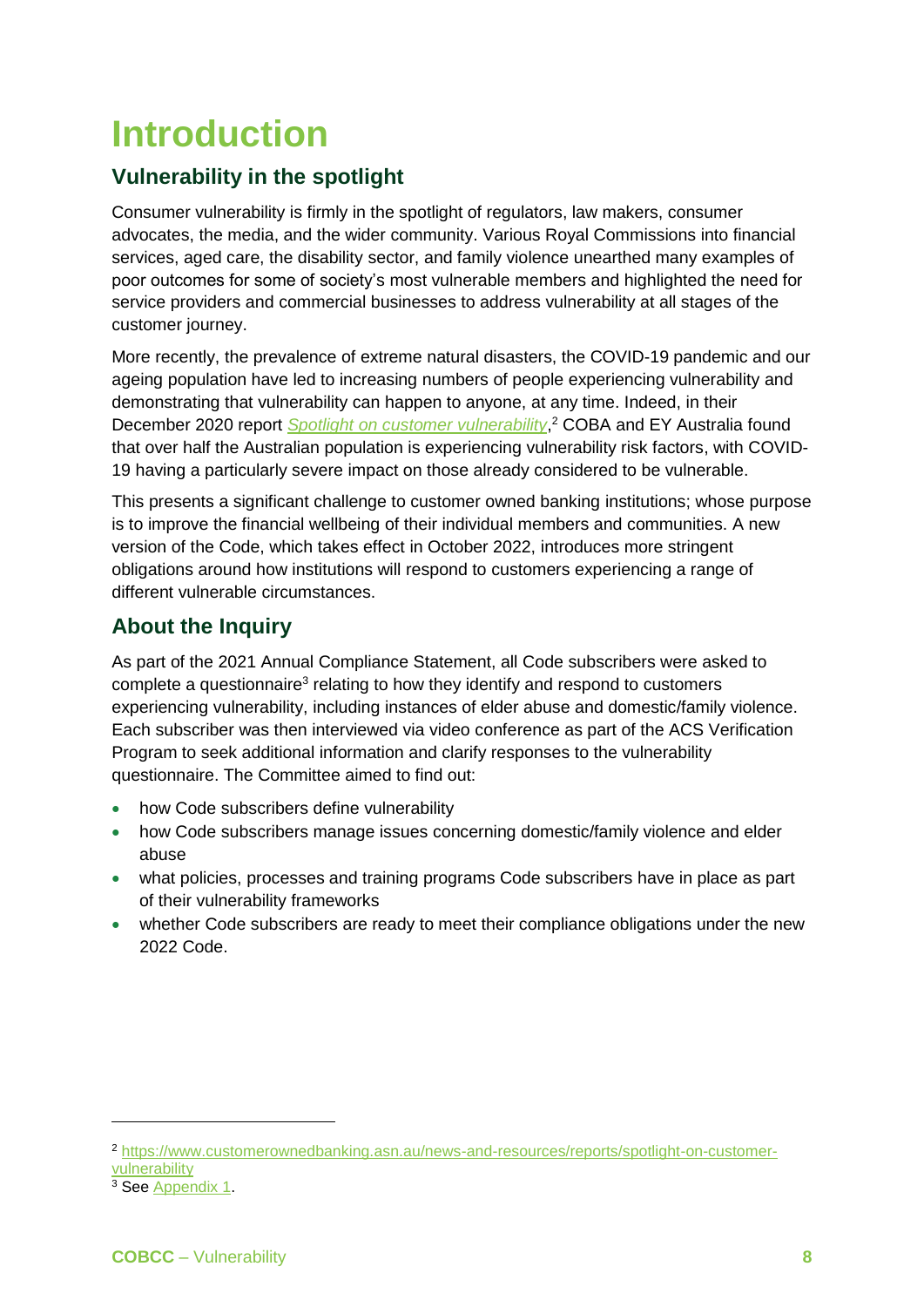# Introduction

## Vulnerability in the spotlight

Consumer vulnerability is firmly in the spotlight of regulators, law makers, consumer advocates, the media, and the wider community. Various Royal Commissions into financial services, aged care, the disability sector, and family violence unearthed many examples of poor outcomes for some of society's most vulnerable members and highlighted the need for service providers and commercial businesses to address vulnerability at all stages of the customer journey.

More recently, the prevalence of extreme natural disasters, the COVID-19 pandemic and our ageing population have led to increasing numbers of people experiencing vulnerability and demonstrating that vulnerability can happen to anyone, at any time. Indeed, in their December 2020 report *Spotlight on customer vulnerability*,[2] COBA and EY Australia found that over half the Australian population is experiencing vulnerability risk factors, with COVID-19 having a particularly severe impact on those already considered to be vulnerable.

This presents a significant challenge to customer owned banking institutions; whose purpose is to improve the financial wellbeing of their individual members and communities. A new version of the Code, which takes effect in October 2022, introduces more stringent obligations around how institutions will respond to customers experiencing a range of different vulnerable circumstances.

## About the Inquiry

As part of the 2021 Annual Compliance Statement, all Code subscribers were asked to complete a questionnaire[3] relating to how they identify and respond to customers experiencing vulnerability, including instances of elder abuse and domestic/family violence. Each subscriber was then interviewed via video conference as part of the ACS Verification Program to seek additional information and clarify responses to the vulnerability questionnaire. The Committee aimed to find out:

- how Code subscribers define vulnerability
- how Code subscribers manage issues concerning domestic/family violence and elder abuse
- what policies, processes and training programs Code subscribers have in place as part of their vulnerability frameworks
- whether Code subscribers are ready to meet their compliance obligations under the new 2022 Code.

[2] https://www.customerownedbanking.asn.au/news-and-resources/reports/spotlight-on-customer-vulnerability

[3] See Appendix 1.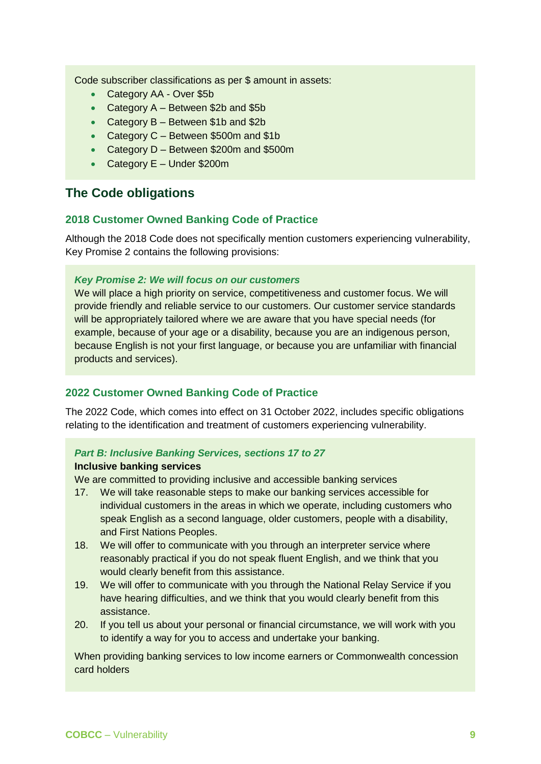Code subscriber classifications as per $ amount in assets:

- Category AA - Over $5b
- Category A – Between $2b and $5b
- Category B – Between $1b and $2b
- Category C – Between $500m and $1b
- Category D – Between $200m and $500m
- Category E – Under $200m

## The Code obligations

### 2018 Customer Owned Banking Code of Practice

Although the 2018 Code does not specifically mention customers experiencing vulnerability, Key Promise 2 contains the following provisions:

***Key Promise 2: We will focus on our customers***

We will place a high priority on service, competitiveness and customer focus. We will provide friendly and reliable service to our customers. Our customer service standards will be appropriately tailored where we are aware that you have special needs (for example, because of your age or a disability, because you are an indigenous person, because English is not your first language, or because you are unfamiliar with financial products and services).

### 2022 Customer Owned Banking Code of Practice

The 2022 Code, which comes into effect on 31 October 2022, includes specific obligations relating to the identification and treatment of customers experiencing vulnerability.

***Part B: Inclusive Banking Services, sections 17 to 27***

**Inclusive banking services**

We are committed to providing inclusive and accessible banking services

17. We will take reasonable steps to make our banking services accessible for individual customers in the areas in which we operate, including customers who speak English as a second language, older customers, people with a disability, and First Nations Peoples.
18. We will offer to communicate with you through an interpreter service where reasonably practical if you do not speak fluent English, and we think that you would clearly benefit from this assistance.
19. We will offer to communicate with you through the National Relay Service if you have hearing difficulties, and we think that you would clearly benefit from this assistance.
20. If you tell us about your personal or financial circumstance, we will work with you to identify a way for you to access and undertake your banking.

When providing banking services to low income earners or Commonwealth concession card holders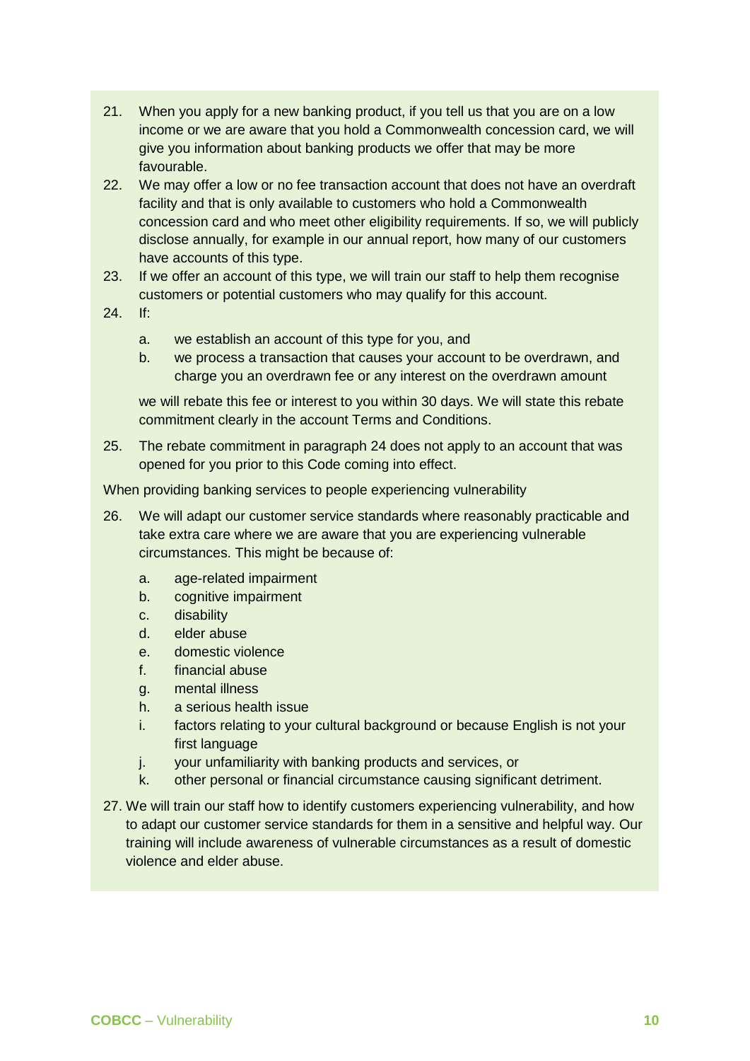21. When you apply for a new banking product, if you tell us that you are on a low income or we are aware that you hold a Commonwealth concession card, we will give you information about banking products we offer that may be more favourable.
22. We may offer a low or no fee transaction account that does not have an overdraft facility and that is only available to customers who hold a Commonwealth concession card and who meet other eligibility requirements. If so, we will publicly disclose annually, for example in our annual report, how many of our customers have accounts of this type.
23. If we offer an account of this type, we will train our staff to help them recognise customers or potential customers who may qualify for this account.
24. If:

    a. we establish an account of this type for you, and
    b. we process a transaction that causes your account to be overdrawn, and charge you an overdrawn fee or any interest on the overdrawn amount

    we will rebate this fee or interest to you within 30 days. We will state this rebate commitment clearly in the account Terms and Conditions.

25. The rebate commitment in paragraph 24 does not apply to an account that was opened for you prior to this Code coming into effect.

When providing banking services to people experiencing vulnerability

26. We will adapt our customer service standards where reasonably practicable and take extra care where we are aware that you are experiencing vulnerable circumstances. This might be because of:

    a. age-related impairment
    b. cognitive impairment
    c. disability
    d. elder abuse
    e. domestic violence
    f. financial abuse
    g. mental illness
    h. a serious health issue
    i. factors relating to your cultural background or because English is not your first language
    j. your unfamiliarity with banking products and services, or
    k. other personal or financial circumstance causing significant detriment.

27. We will train our staff how to identify customers experiencing vulnerability, and how to adapt our customer service standards for them in a sensitive and helpful way. Our training will include awareness of vulnerable circumstances as a result of domestic violence and elder abuse.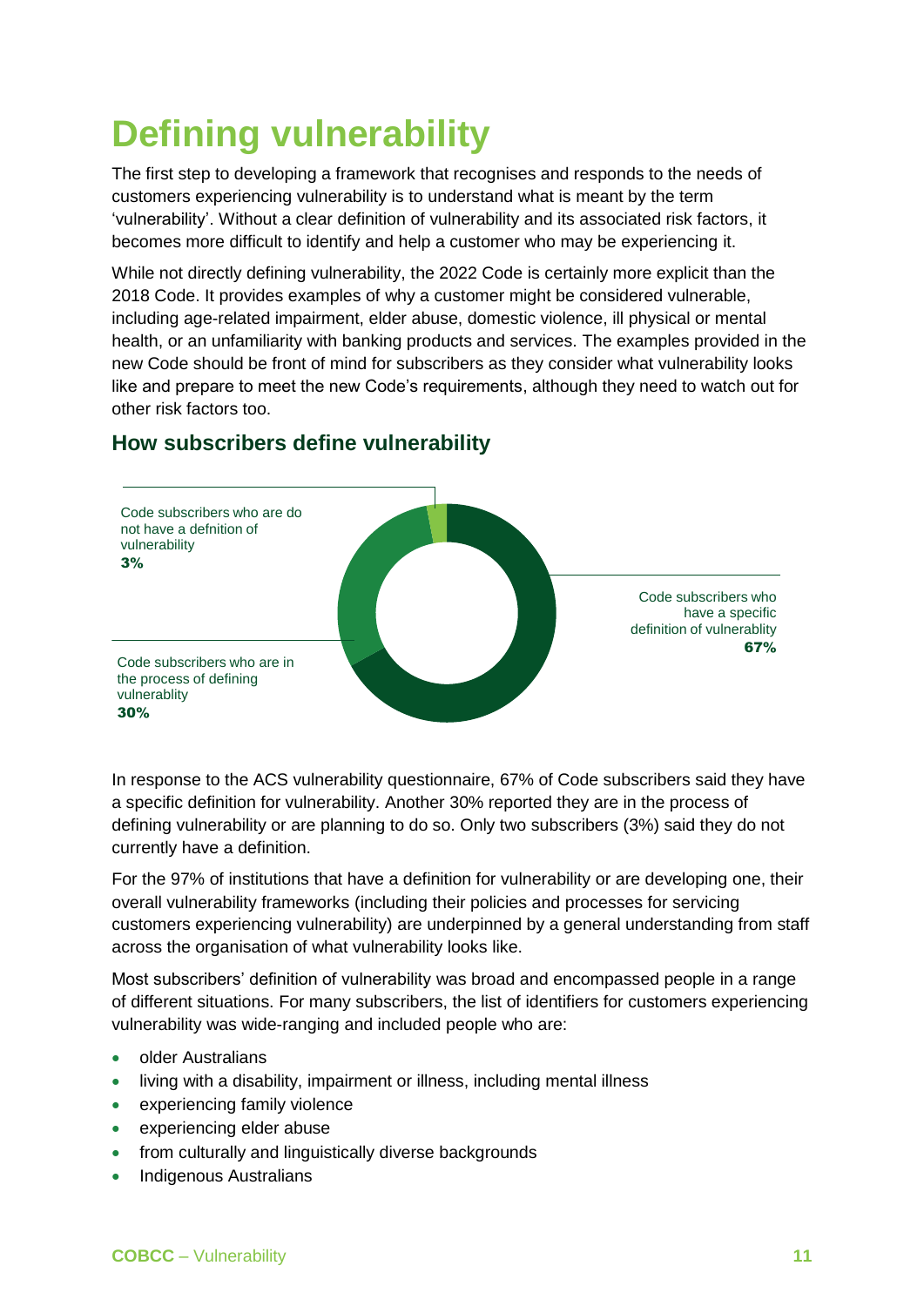# Defining vulnerability

The first step to developing a framework that recognises and responds to the needs of customers experiencing vulnerability is to understand what is meant by the term 'vulnerability'. Without a clear definition of vulnerability and its associated risk factors, it becomes more difficult to identify and help a customer who may be experiencing it.

While not directly defining vulnerability, the 2022 Code is certainly more explicit than the 2018 Code. It provides examples of why a customer might be considered vulnerable, including age-related impairment, elder abuse, domestic violence, ill physical or mental health, or an unfamiliarity with banking products and services. The examples provided in the new Code should be front of mind for subscribers as they consider what vulnerability looks like and prepare to meet the new Code's requirements, although they need to watch out for other risk factors too.

## How subscribers define vulnerability

Code subscribers who are do not have a defnition of vulnerability
**3%**

Code subscribers who have a specific definition of vulnerablity
**67%**

Code subscribers who are in the process of defining vulnerablity
**30%**

In response to the ACS vulnerability questionnaire, 67% of Code subscribers said they have a specific definition for vulnerability. Another 30% reported they are in the process of defining vulnerability or are planning to do so. Only two subscribers (3%) said they do not currently have a definition.

For the 97% of institutions that have a definition for vulnerability or are developing one, their overall vulnerability frameworks (including their policies and processes for servicing customers experiencing vulnerability) are underpinned by a general understanding from staff across the organisation of what vulnerability looks like.

Most subscribers' definition of vulnerability was broad and encompassed people in a range of different situations. For many subscribers, the list of identifiers for customers experiencing vulnerability was wide-ranging and included people who are:

- older Australians
- living with a disability, impairment or illness, including mental illness
- experiencing family violence
- experiencing elder abuse
- from culturally and linguistically diverse backgrounds
- Indigenous Australians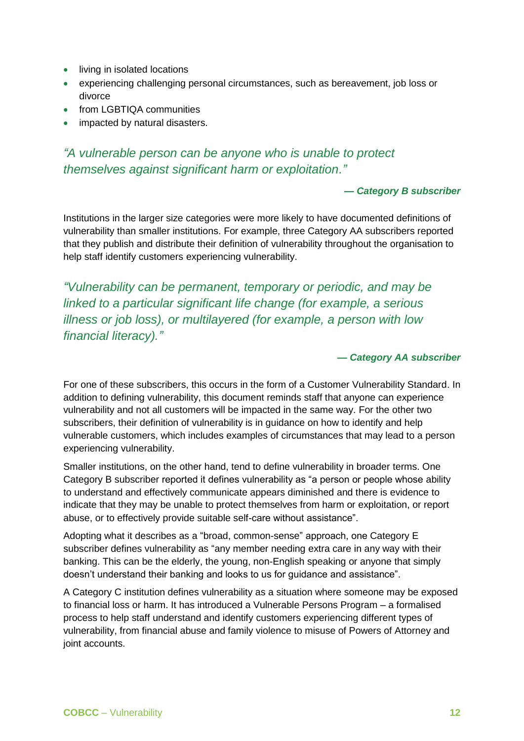- living in isolated locations
- experiencing challenging personal circumstances, such as bereavement, job loss or divorce
- from LGBTIQA communities
- impacted by natural disasters.

*"A vulnerable person can be anyone who is unable to protect themselves against significant harm or exploitation."*

***— Category B subscriber***

Institutions in the larger size categories were more likely to have documented definitions of vulnerability than smaller institutions. For example, three Category AA subscribers reported that they publish and distribute their definition of vulnerability throughout the organisation to help staff identify customers experiencing vulnerability.

*"Vulnerability can be permanent, temporary or periodic, and may be linked to a particular significant life change (for example, a serious illness or job loss), or multilayered (for example, a person with low financial literacy)."*

***— Category AA subscriber***

For one of these subscribers, this occurs in the form of a Customer Vulnerability Standard. In addition to defining vulnerability, this document reminds staff that anyone can experience vulnerability and not all customers will be impacted in the same way. For the other two subscribers, their definition of vulnerability is in guidance on how to identify and help vulnerable customers, which includes examples of circumstances that may lead to a person experiencing vulnerability.

Smaller institutions, on the other hand, tend to define vulnerability in broader terms. One Category B subscriber reported it defines vulnerability as "a person or people whose ability to understand and effectively communicate appears diminished and there is evidence to indicate that they may be unable to protect themselves from harm or exploitation, or report abuse, or to effectively provide suitable self-care without assistance".

Adopting what it describes as a "broad, common-sense" approach, one Category E subscriber defines vulnerability as "any member needing extra care in any way with their banking. This can be the elderly, the young, non-English speaking or anyone that simply doesn't understand their banking and looks to us for guidance and assistance".

A Category C institution defines vulnerability as a situation where someone may be exposed to financial loss or harm. It has introduced a Vulnerable Persons Program – a formalised process to help staff understand and identify customers experiencing different types of vulnerability, from financial abuse and family violence to misuse of Powers of Attorney and joint accounts.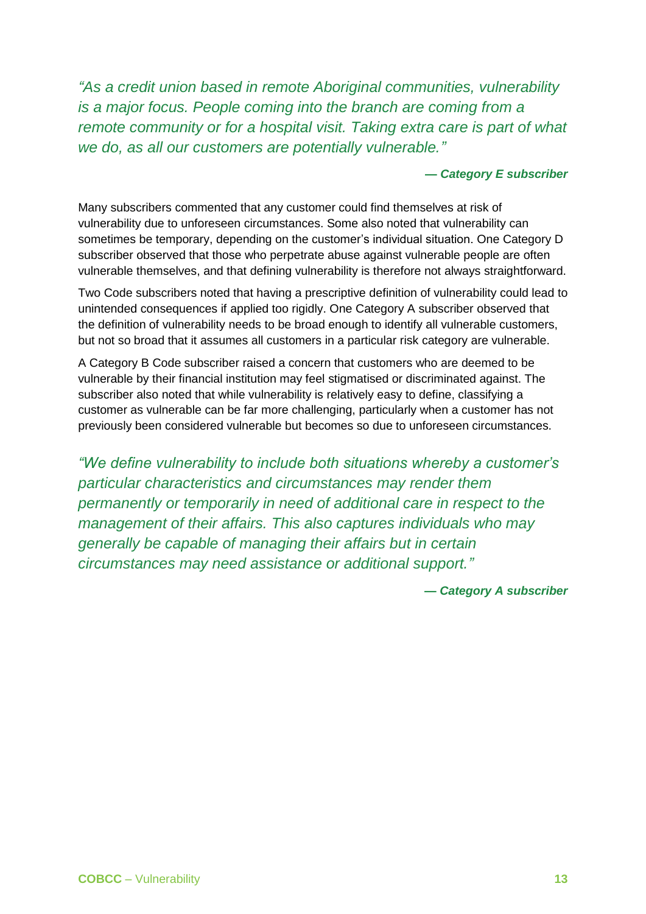*"As a credit union based in remote Aboriginal communities, vulnerability is a major focus. People coming into the branch are coming from a remote community or for a hospital visit. Taking extra care is part of what we do, as all our customers are potentially vulnerable."*

***— Category E subscriber***

Many subscribers commented that any customer could find themselves at risk of vulnerability due to unforeseen circumstances. Some also noted that vulnerability can sometimes be temporary, depending on the customer's individual situation. One Category D subscriber observed that those who perpetrate abuse against vulnerable people are often vulnerable themselves, and that defining vulnerability is therefore not always straightforward.

Two Code subscribers noted that having a prescriptive definition of vulnerability could lead to unintended consequences if applied too rigidly. One Category A subscriber observed that the definition of vulnerability needs to be broad enough to identify all vulnerable customers, but not so broad that it assumes all customers in a particular risk category are vulnerable.

A Category B Code subscriber raised a concern that customers who are deemed to be vulnerable by their financial institution may feel stigmatised or discriminated against. The subscriber also noted that while vulnerability is relatively easy to define, classifying a customer as vulnerable can be far more challenging, particularly when a customer has not previously been considered vulnerable but becomes so due to unforeseen circumstances.

*"We define vulnerability to include both situations whereby a customer's particular characteristics and circumstances may render them permanently or temporarily in need of additional care in respect to the management of their affairs. This also captures individuals who may generally be capable of managing their affairs but in certain circumstances may need assistance or additional support."*

***— Category A subscriber***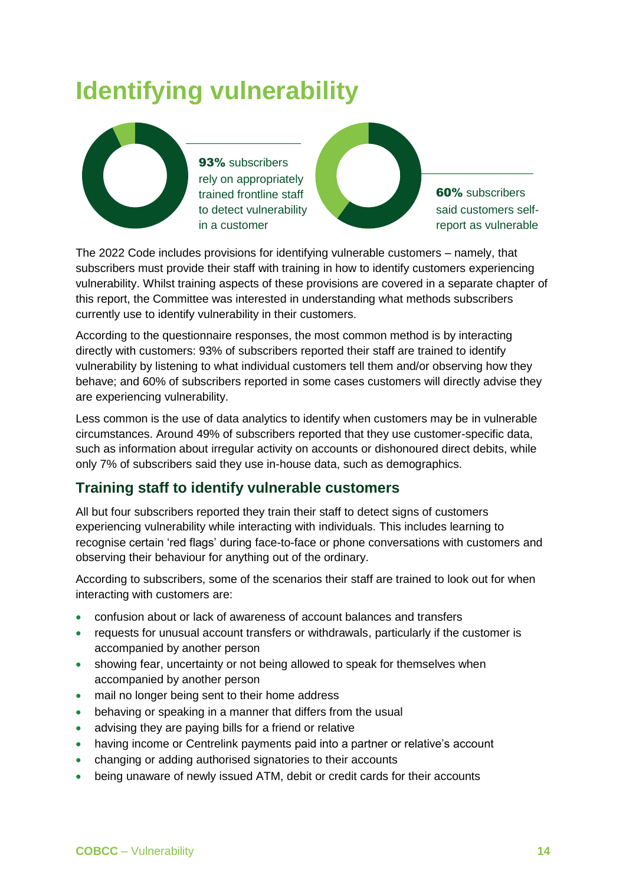# Identifying vulnerability

**93%** subscribers rely on appropriately trained frontline staff to detect vulnerability in a customer

**60%** subscribers said customers self-report as vulnerable

The 2022 Code includes provisions for identifying vulnerable customers – namely, that subscribers must provide their staff with training in how to identify customers experiencing vulnerability. Whilst training aspects of these provisions are covered in a separate chapter of this report, the Committee was interested in understanding what methods subscribers currently use to identify vulnerability in their customers.

According to the questionnaire responses, the most common method is by interacting directly with customers: 93% of subscribers reported their staff are trained to identify vulnerability by listening to what individual customers tell them and/or observing how they behave; and 60% of subscribers reported in some cases customers will directly advise they are experiencing vulnerability.

Less common is the use of data analytics to identify when customers may be in vulnerable circumstances. Around 49% of subscribers reported that they use customer-specific data, such as information about irregular activity on accounts or dishonoured direct debits, while only 7% of subscribers said they use in-house data, such as demographics.

## Training staff to identify vulnerable customers

All but four subscribers reported they train their staff to detect signs of customers experiencing vulnerability while interacting with individuals. This includes learning to recognise certain 'red flags' during face-to-face or phone conversations with customers and observing their behaviour for anything out of the ordinary.

According to subscribers, some of the scenarios their staff are trained to look out for when interacting with customers are:

- confusion about or lack of awareness of account balances and transfers
- requests for unusual account transfers or withdrawals, particularly if the customer is accompanied by another person
- showing fear, uncertainty or not being allowed to speak for themselves when accompanied by another person
- mail no longer being sent to their home address
- behaving or speaking in a manner that differs from the usual
- advising they are paying bills for a friend or relative
- having income or Centrelink payments paid into a partner or relative's account
- changing or adding authorised signatories to their accounts
- being unaware of newly issued ATM, debit or credit cards for their accounts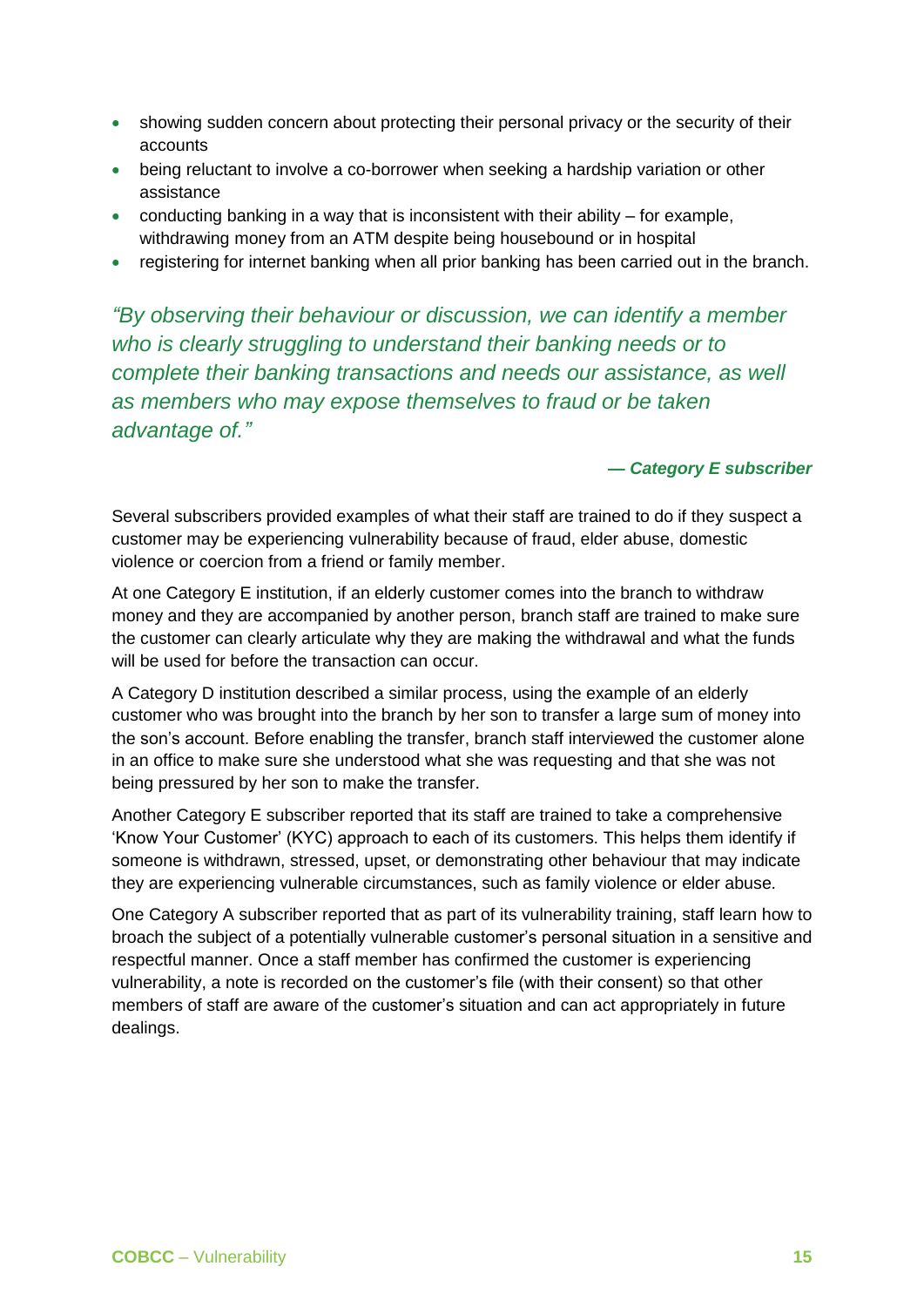- showing sudden concern about protecting their personal privacy or the security of their accounts
- being reluctant to involve a co-borrower when seeking a hardship variation or other assistance
- conducting banking in a way that is inconsistent with their ability – for example, withdrawing money from an ATM despite being housebound or in hospital
- registering for internet banking when all prior banking has been carried out in the branch.

> *"By observing their behaviour or discussion, we can identify a member who is clearly struggling to understand their banking needs or to complete their banking transactions and needs our assistance, as well as members who may expose themselves to fraud or be taken advantage of."*
>
> ***— Category E subscriber***

Several subscribers provided examples of what their staff are trained to do if they suspect a customer may be experiencing vulnerability because of fraud, elder abuse, domestic violence or coercion from a friend or family member.

At one Category E institution, if an elderly customer comes into the branch to withdraw money and they are accompanied by another person, branch staff are trained to make sure the customer can clearly articulate why they are making the withdrawal and what the funds will be used for before the transaction can occur.

A Category D institution described a similar process, using the example of an elderly customer who was brought into the branch by her son to transfer a large sum of money into the son's account. Before enabling the transfer, branch staff interviewed the customer alone in an office to make sure she understood what she was requesting and that she was not being pressured by her son to make the transfer.

Another Category E subscriber reported that its staff are trained to take a comprehensive 'Know Your Customer' (KYC) approach to each of its customers. This helps them identify if someone is withdrawn, stressed, upset, or demonstrating other behaviour that may indicate they are experiencing vulnerable circumstances, such as family violence or elder abuse.

One Category A subscriber reported that as part of its vulnerability training, staff learn how to broach the subject of a potentially vulnerable customer's personal situation in a sensitive and respectful manner. Once a staff member has confirmed the customer is experiencing vulnerability, a note is recorded on the customer's file (with their consent) so that other members of staff are aware of the customer's situation and can act appropriately in future dealings.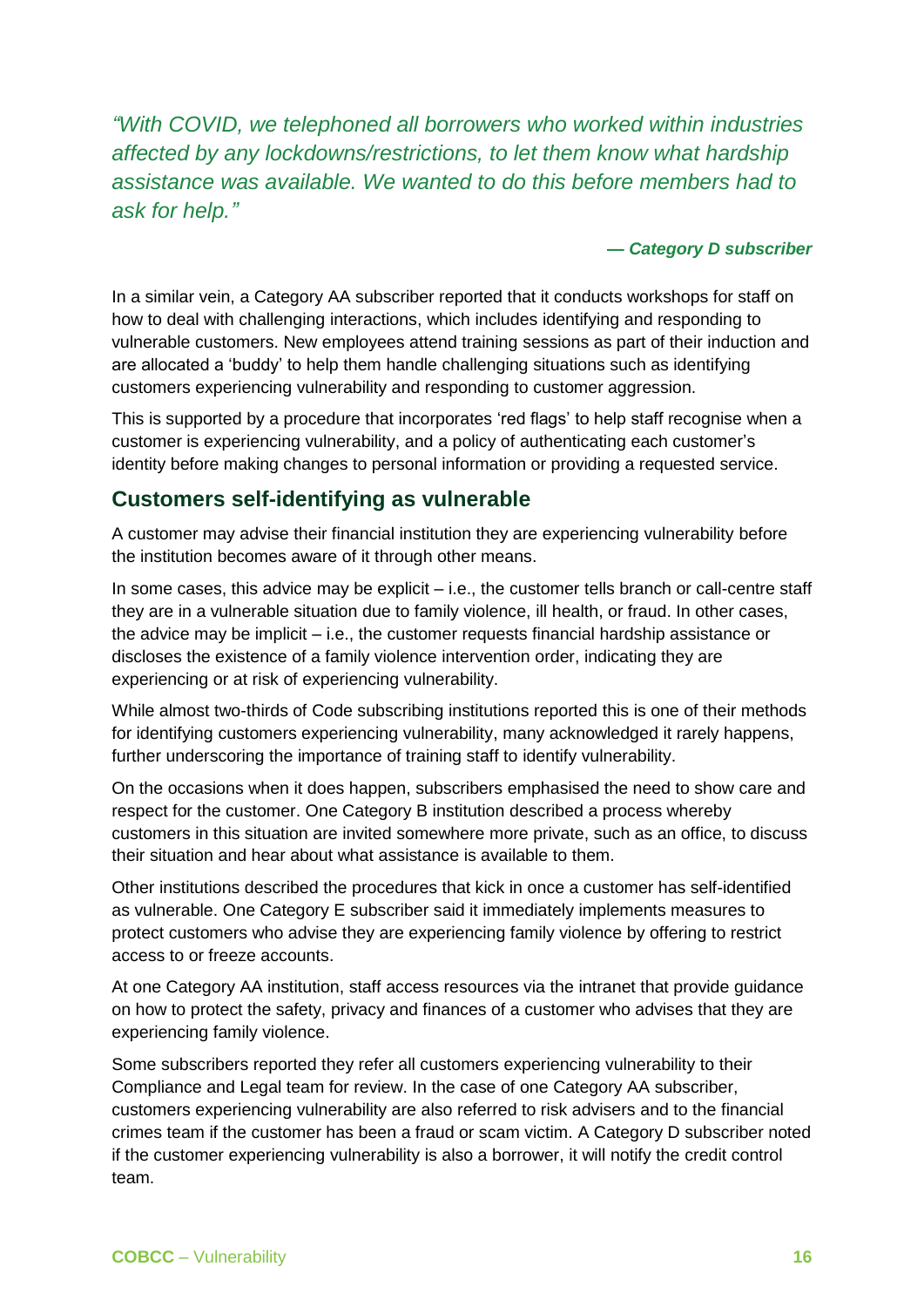*"With COVID, we telephoned all borrowers who worked within industries affected by any lockdowns/restrictions, to let them know what hardship assistance was available. We wanted to do this before members had to ask for help."*

***— Category D subscriber***

In a similar vein, a Category AA subscriber reported that it conducts workshops for staff on how to deal with challenging interactions, which includes identifying and responding to vulnerable customers. New employees attend training sessions as part of their induction and are allocated a 'buddy' to help them handle challenging situations such as identifying customers experiencing vulnerability and responding to customer aggression.

This is supported by a procedure that incorporates 'red flags' to help staff recognise when a customer is experiencing vulnerability, and a policy of authenticating each customer's identity before making changes to personal information or providing a requested service.

## Customers self-identifying as vulnerable

A customer may advise their financial institution they are experiencing vulnerability before the institution becomes aware of it through other means.

In some cases, this advice may be explicit – i.e., the customer tells branch or call-centre staff they are in a vulnerable situation due to family violence, ill health, or fraud. In other cases, the advice may be implicit – i.e., the customer requests financial hardship assistance or discloses the existence of a family violence intervention order, indicating they are experiencing or at risk of experiencing vulnerability.

While almost two-thirds of Code subscribing institutions reported this is one of their methods for identifying customers experiencing vulnerability, many acknowledged it rarely happens, further underscoring the importance of training staff to identify vulnerability.

On the occasions when it does happen, subscribers emphasised the need to show care and respect for the customer. One Category B institution described a process whereby customers in this situation are invited somewhere more private, such as an office, to discuss their situation and hear about what assistance is available to them.

Other institutions described the procedures that kick in once a customer has self-identified as vulnerable. One Category E subscriber said it immediately implements measures to protect customers who advise they are experiencing family violence by offering to restrict access to or freeze accounts.

At one Category AA institution, staff access resources via the intranet that provide guidance on how to protect the safety, privacy and finances of a customer who advises that they are experiencing family violence.

Some subscribers reported they refer all customers experiencing vulnerability to their Compliance and Legal team for review. In the case of one Category AA subscriber, customers experiencing vulnerability are also referred to risk advisers and to the financial crimes team if the customer has been a fraud or scam victim. A Category D subscriber noted if the customer experiencing vulnerability is also a borrower, it will notify the credit control team.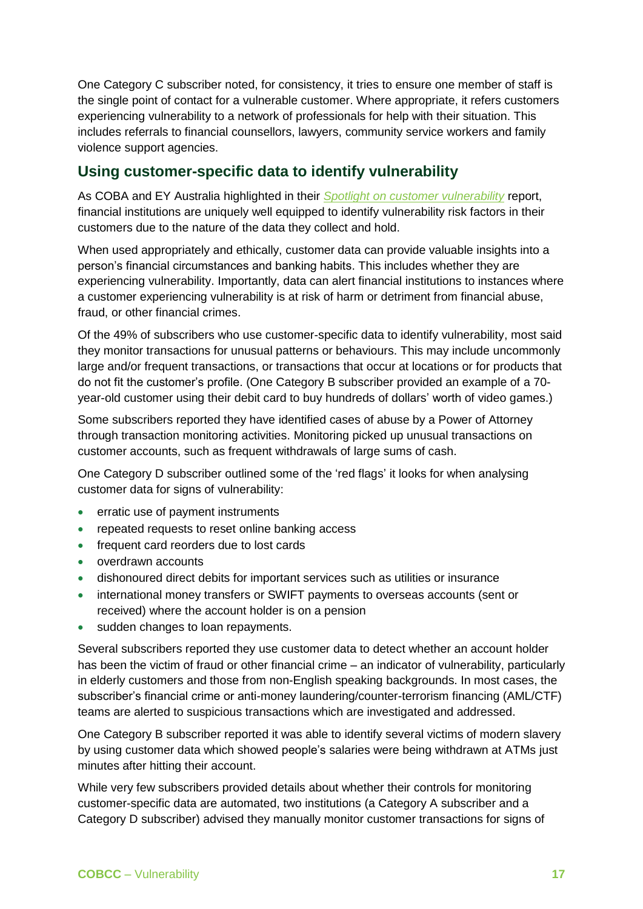One Category C subscriber noted, for consistency, it tries to ensure one member of staff is the single point of contact for a vulnerable customer. Where appropriate, it refers customers experiencing vulnerability to a network of professionals for help with their situation. This includes referrals to financial counsellors, lawyers, community service workers and family violence support agencies.

## Using customer-specific data to identify vulnerability

As COBA and EY Australia highlighted in their *Spotlight on customer vulnerability* report, financial institutions are uniquely well equipped to identify vulnerability risk factors in their customers due to the nature of the data they collect and hold.

When used appropriately and ethically, customer data can provide valuable insights into a person's financial circumstances and banking habits. This includes whether they are experiencing vulnerability. Importantly, data can alert financial institutions to instances where a customer experiencing vulnerability is at risk of harm or detriment from financial abuse, fraud, or other financial crimes.

Of the 49% of subscribers who use customer-specific data to identify vulnerability, most said they monitor transactions for unusual patterns or behaviours. This may include uncommonly large and/or frequent transactions, or transactions that occur at locations or for products that do not fit the customer's profile. (One Category B subscriber provided an example of a 70-year-old customer using their debit card to buy hundreds of dollars' worth of video games.)

Some subscribers reported they have identified cases of abuse by a Power of Attorney through transaction monitoring activities. Monitoring picked up unusual transactions on customer accounts, such as frequent withdrawals of large sums of cash.

One Category D subscriber outlined some of the 'red flags' it looks for when analysing customer data for signs of vulnerability:

- erratic use of payment instruments
- repeated requests to reset online banking access
- frequent card reorders due to lost cards
- overdrawn accounts
- dishonoured direct debits for important services such as utilities or insurance
- international money transfers or SWIFT payments to overseas accounts (sent or received) where the account holder is on a pension
- sudden changes to loan repayments.

Several subscribers reported they use customer data to detect whether an account holder has been the victim of fraud or other financial crime – an indicator of vulnerability, particularly in elderly customers and those from non-English speaking backgrounds. In most cases, the subscriber's financial crime or anti-money laundering/counter-terrorism financing (AML/CTF) teams are alerted to suspicious transactions which are investigated and addressed.

One Category B subscriber reported it was able to identify several victims of modern slavery by using customer data which showed people's salaries were being withdrawn at ATMs just minutes after hitting their account.

While very few subscribers provided details about whether their controls for monitoring customer-specific data are automated, two institutions (a Category A subscriber and a Category D subscriber) advised they manually monitor customer transactions for signs of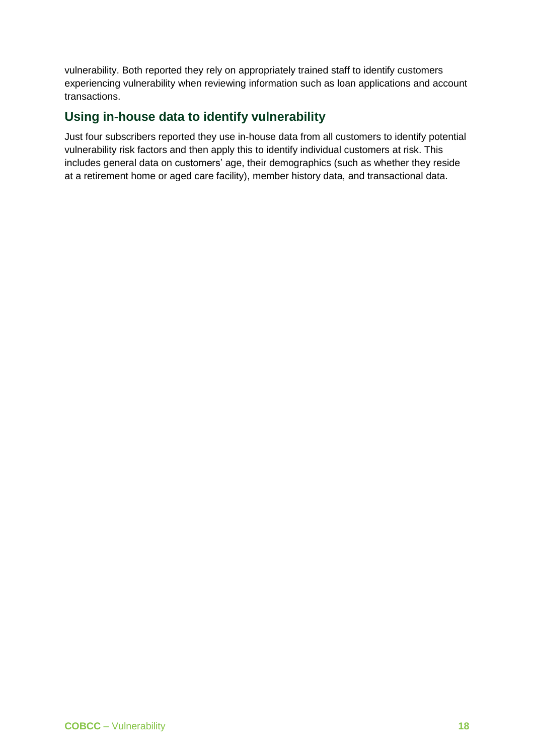vulnerability. Both reported they rely on appropriately trained staff to identify customers experiencing vulnerability when reviewing information such as loan applications and account transactions.

## Using in-house data to identify vulnerability

Just four subscribers reported they use in-house data from all customers to identify potential vulnerability risk factors and then apply this to identify individual customers at risk. This includes general data on customers' age, their demographics (such as whether they reside at a retirement home or aged care facility), member history data, and transactional data.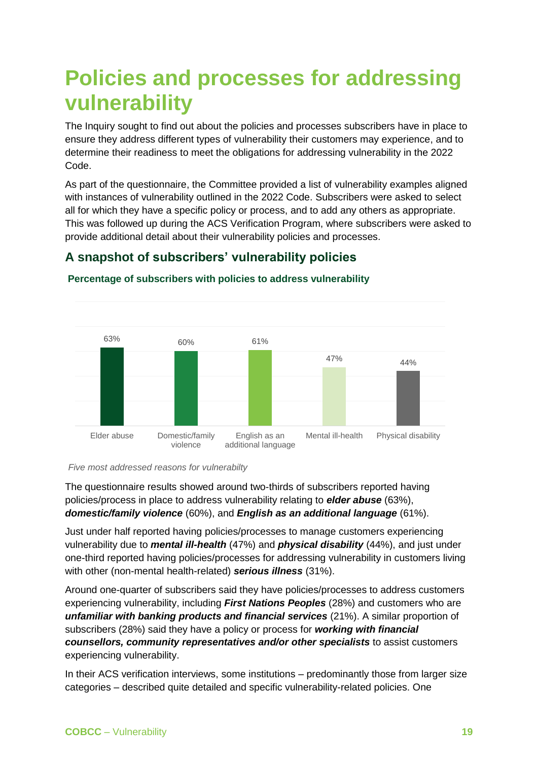# Policies and processes for addressing vulnerability

The Inquiry sought to find out about the policies and processes subscribers have in place to ensure they address different types of vulnerability their customers may experience, and to determine their readiness to meet the obligations for addressing vulnerability in the 2022 Code.

As part of the questionnaire, the Committee provided a list of vulnerability examples aligned with instances of vulnerability outlined in the 2022 Code. Subscribers were asked to select all for which they have a specific policy or process, and to add any others as appropriate. This was followed up during the ACS Verification Program, where subscribers were asked to provide additional detail about their vulnerability policies and processes.

## A snapshot of subscribers' vulnerability policies

### Percentage of subscribers with policies to address vulnerability

| Elder abuse | Domestic/family violence | English as an additional language | Mental ill-health | Physical disability |
|---|---|---|---|---|
| 63% | 60% | 61% | 47% | 44% |

*Five most addressed reasons for vulnerabilty*

The questionnaire results showed around two-thirds of subscribers reported having policies/process in place to address vulnerability relating to ***elder abuse*** (63%), ***domestic/family violence*** (60%), and ***English as an additional language*** (61%).

Just under half reported having policies/processes to manage customers experiencing vulnerability due to ***mental ill-health*** (47%) and ***physical disability*** (44%), and just under one-third reported having policies/processes for addressing vulnerability in customers living with other (non-mental health-related) ***serious illness*** (31%).

Around one-quarter of subscribers said they have policies/processes to address customers experiencing vulnerability, including ***First Nations Peoples*** (28%) and customers who are ***unfamiliar with banking products and financial services*** (21%). A similar proportion of subscribers (28%) said they have a policy or process for ***working with financial counsellors, community representatives and/or other specialists*** to assist customers experiencing vulnerability.

In their ACS verification interviews, some institutions – predominantly those from larger size categories – described quite detailed and specific vulnerability-related policies. One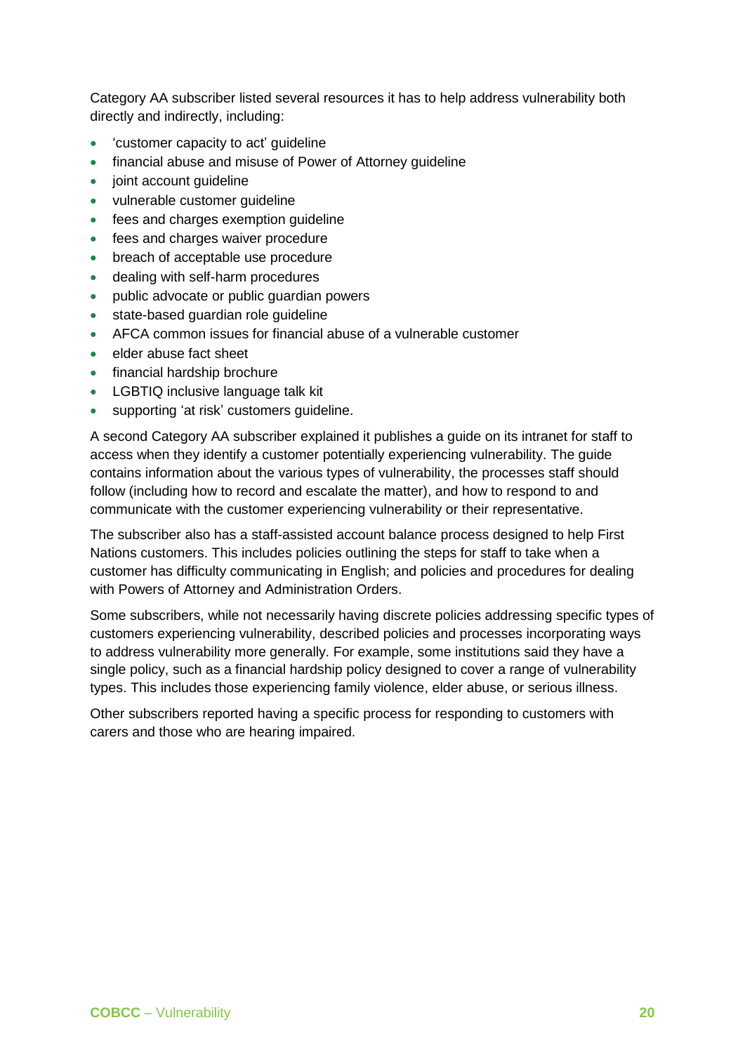Category AA subscriber listed several resources it has to help address vulnerability both directly and indirectly, including:

- 'customer capacity to act' guideline
- financial abuse and misuse of Power of Attorney guideline
- joint account guideline
- vulnerable customer guideline
- fees and charges exemption guideline
- fees and charges waiver procedure
- breach of acceptable use procedure
- dealing with self-harm procedures
- public advocate or public guardian powers
- state-based guardian role guideline
- AFCA common issues for financial abuse of a vulnerable customer
- elder abuse fact sheet
- financial hardship brochure
- LGBTIQ inclusive language talk kit
- supporting 'at risk' customers guideline.

A second Category AA subscriber explained it publishes a guide on its intranet for staff to access when they identify a customer potentially experiencing vulnerability. The guide contains information about the various types of vulnerability, the processes staff should follow (including how to record and escalate the matter), and how to respond to and communicate with the customer experiencing vulnerability or their representative.

The subscriber also has a staff-assisted account balance process designed to help First Nations customers. This includes policies outlining the steps for staff to take when a customer has difficulty communicating in English; and policies and procedures for dealing with Powers of Attorney and Administration Orders.

Some subscribers, while not necessarily having discrete policies addressing specific types of customers experiencing vulnerability, described policies and processes incorporating ways to address vulnerability more generally. For example, some institutions said they have a single policy, such as a financial hardship policy designed to cover a range of vulnerability types. This includes those experiencing family violence, elder abuse, or serious illness.

Other subscribers reported having a specific process for responding to customers with carers and those who are hearing impaired.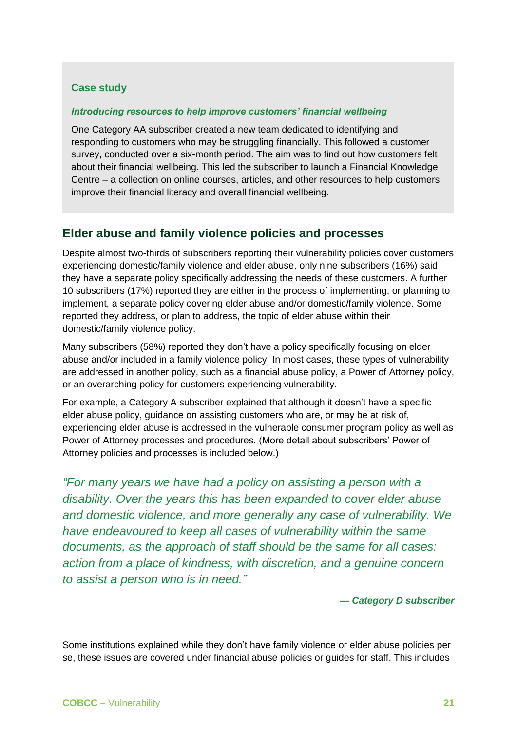### Case study

***Introducing resources to help improve customers' financial wellbeing***

One Category AA subscriber created a new team dedicated to identifying and responding to customers who may be struggling financially. This followed a customer survey, conducted over a six-month period. The aim was to find out how customers felt about their financial wellbeing. This led the subscriber to launch a Financial Knowledge Centre – a collection on online courses, articles, and other resources to help customers improve their financial literacy and overall financial wellbeing.

## Elder abuse and family violence policies and processes

Despite almost two-thirds of subscribers reporting their vulnerability policies cover customers experiencing domestic/family violence and elder abuse, only nine subscribers (16%) said they have a separate policy specifically addressing the needs of these customers. A further 10 subscribers (17%) reported they are either in the process of implementing, or planning to implement, a separate policy covering elder abuse and/or domestic/family violence. Some reported they address, or plan to address, the topic of elder abuse within their domestic/family violence policy.

Many subscribers (58%) reported they don't have a policy specifically focusing on elder abuse and/or included in a family violence policy. In most cases, these types of vulnerability are addressed in another policy, such as a financial abuse policy, a Power of Attorney policy, or an overarching policy for customers experiencing vulnerability.

For example, a Category A subscriber explained that although it doesn't have a specific elder abuse policy, guidance on assisting customers who are, or may be at risk of, experiencing elder abuse is addressed in the vulnerable consumer program policy as well as Power of Attorney processes and procedures. (More detail about subscribers' Power of Attorney policies and processes is included below.)

> *"For many years we have had a policy on assisting a person with a disability. Over the years this has been expanded to cover elder abuse and domestic violence, and more generally any case of vulnerability. We have endeavoured to keep all cases of vulnerability within the same documents, as the approach of staff should be the same for all cases: action from a place of kindness, with discretion, and a genuine concern to assist a person who is in need."*
>
> ***— Category D subscriber***

Some institutions explained while they don't have family violence or elder abuse policies per se, these issues are covered under financial abuse policies or guides for staff. This includes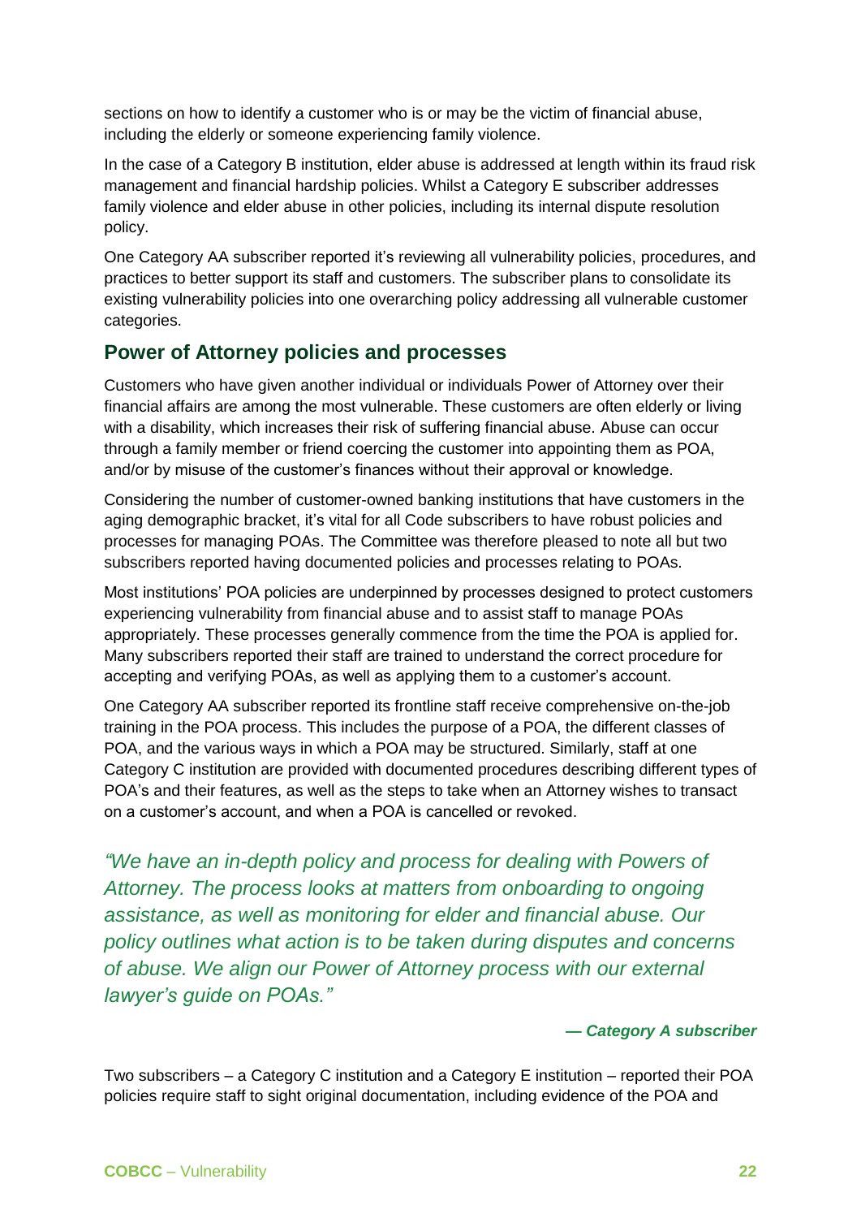sections on how to identify a customer who is or may be the victim of financial abuse, including the elderly or someone experiencing family violence.

In the case of a Category B institution, elder abuse is addressed at length within its fraud risk management and financial hardship policies. Whilst a Category E subscriber addresses family violence and elder abuse in other policies, including its internal dispute resolution policy.

One Category AA subscriber reported it's reviewing all vulnerability policies, procedures, and practices to better support its staff and customers. The subscriber plans to consolidate its existing vulnerability policies into one overarching policy addressing all vulnerable customer categories.

## Power of Attorney policies and processes

Customers who have given another individual or individuals Power of Attorney over their financial affairs are among the most vulnerable. These customers are often elderly or living with a disability, which increases their risk of suffering financial abuse. Abuse can occur through a family member or friend coercing the customer into appointing them as POA, and/or by misuse of the customer's finances without their approval or knowledge.

Considering the number of customer-owned banking institutions that have customers in the aging demographic bracket, it's vital for all Code subscribers to have robust policies and processes for managing POAs. The Committee was therefore pleased to note all but two subscribers reported having documented policies and processes relating to POAs.

Most institutions' POA policies are underpinned by processes designed to protect customers experiencing vulnerability from financial abuse and to assist staff to manage POAs appropriately. These processes generally commence from the time the POA is applied for. Many subscribers reported their staff are trained to understand the correct procedure for accepting and verifying POAs, as well as applying them to a customer's account.

One Category AA subscriber reported its frontline staff receive comprehensive on-the-job training in the POA process. This includes the purpose of a POA, the different classes of POA, and the various ways in which a POA may be structured. Similarly, staff at one Category C institution are provided with documented procedures describing different types of POA's and their features, as well as the steps to take when an Attorney wishes to transact on a customer's account, and when a POA is cancelled or revoked.

*"We have an in-depth policy and process for dealing with Powers of Attorney. The process looks at matters from onboarding to ongoing assistance, as well as monitoring for elder and financial abuse. Our policy outlines what action is to be taken during disputes and concerns of abuse. We align our Power of Attorney process with our external lawyer's guide on POAs."*

***— Category A subscriber***

Two subscribers – a Category C institution and a Category E institution – reported their POA policies require staff to sight original documentation, including evidence of the POA and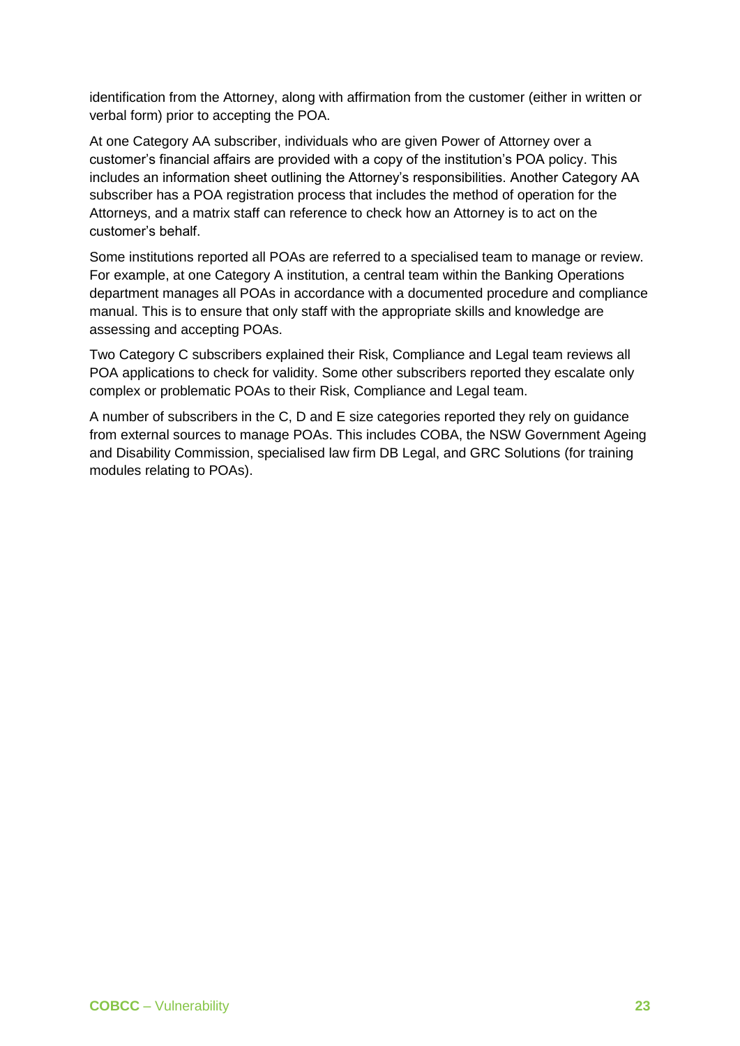identification from the Attorney, along with affirmation from the customer (either in written or verbal form) prior to accepting the POA.

At one Category AA subscriber, individuals who are given Power of Attorney over a customer's financial affairs are provided with a copy of the institution's POA policy. This includes an information sheet outlining the Attorney's responsibilities. Another Category AA subscriber has a POA registration process that includes the method of operation for the Attorneys, and a matrix staff can reference to check how an Attorney is to act on the customer's behalf.

Some institutions reported all POAs are referred to a specialised team to manage or review. For example, at one Category A institution, a central team within the Banking Operations department manages all POAs in accordance with a documented procedure and compliance manual. This is to ensure that only staff with the appropriate skills and knowledge are assessing and accepting POAs.

Two Category C subscribers explained their Risk, Compliance and Legal team reviews all POA applications to check for validity. Some other subscribers reported they escalate only complex or problematic POAs to their Risk, Compliance and Legal team.

A number of subscribers in the C, D and E size categories reported they rely on guidance from external sources to manage POAs. This includes COBA, the NSW Government Ageing and Disability Commission, specialised law firm DB Legal, and GRC Solutions (for training modules relating to POAs).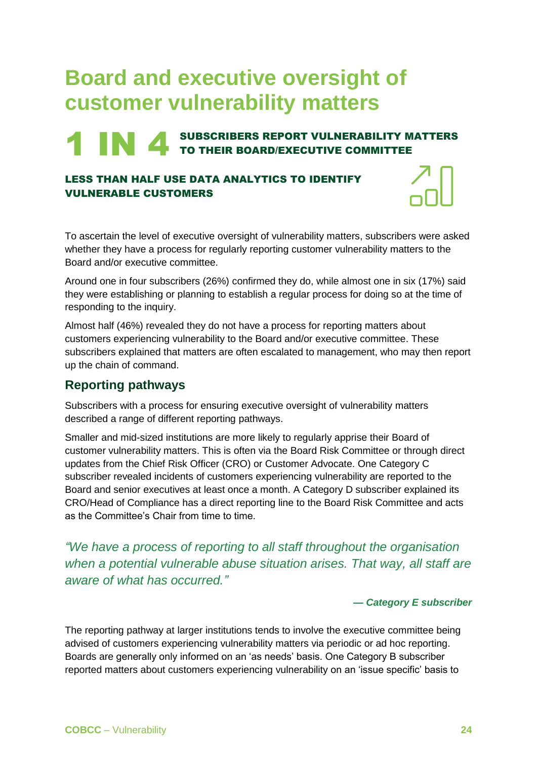# Board and executive oversight of customer vulnerability matters

**1 IN 4** **SUBSCRIBERS REPORT VULNERABILITY MATTERS TO THEIR BOARD/EXECUTIVE COMMITTEE**

**LESS THAN HALF USE DATA ANALYTICS TO IDENTIFY VULNERABLE CUSTOMERS**

To ascertain the level of executive oversight of vulnerability matters, subscribers were asked whether they have a process for regularly reporting customer vulnerability matters to the Board and/or executive committee.

Around one in four subscribers (26%) confirmed they do, while almost one in six (17%) said they were establishing or planning to establish a regular process for doing so at the time of responding to the inquiry.

Almost half (46%) revealed they do not have a process for reporting matters about customers experiencing vulnerability to the Board and/or executive committee. These subscribers explained that matters are often escalated to management, who may then report up the chain of command.

## Reporting pathways

Subscribers with a process for ensuring executive oversight of vulnerability matters described a range of different reporting pathways.

Smaller and mid-sized institutions are more likely to regularly apprise their Board of customer vulnerability matters. This is often via the Board Risk Committee or through direct updates from the Chief Risk Officer (CRO) or Customer Advocate. One Category C subscriber revealed incidents of customers experiencing vulnerability are reported to the Board and senior executives at least once a month. A Category D subscriber explained its CRO/Head of Compliance has a direct reporting line to the Board Risk Committee and acts as the Committee's Chair from time to time.

> *"We have a process of reporting to all staff throughout the organisation when a potential vulnerable abuse situation arises. That way, all staff are aware of what has occurred."*
>
> ***— Category E subscriber***

The reporting pathway at larger institutions tends to involve the executive committee being advised of customers experiencing vulnerability matters via periodic or ad hoc reporting. Boards are generally only informed on an 'as needs' basis. One Category B subscriber reported matters about customers experiencing vulnerability on an 'issue specific' basis to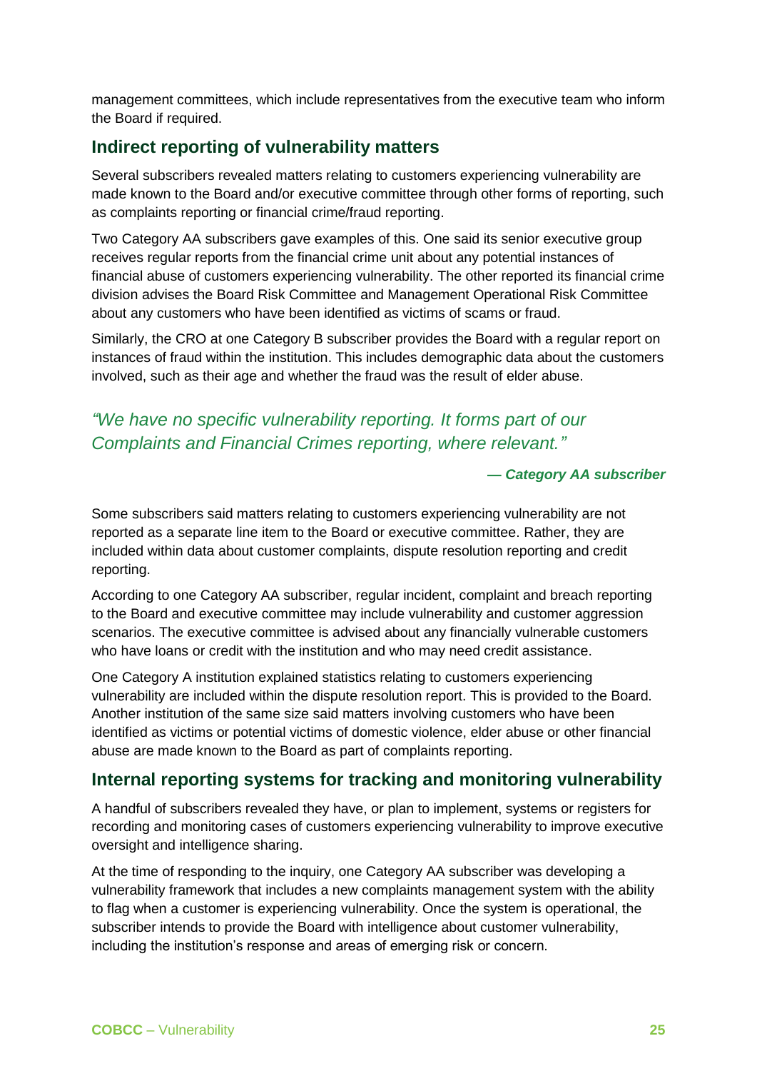management committees, which include representatives from the executive team who inform the Board if required.

## Indirect reporting of vulnerability matters

Several subscribers revealed matters relating to customers experiencing vulnerability are made known to the Board and/or executive committee through other forms of reporting, such as complaints reporting or financial crime/fraud reporting.

Two Category AA subscribers gave examples of this. One said its senior executive group receives regular reports from the financial crime unit about any potential instances of financial abuse of customers experiencing vulnerability. The other reported its financial crime division advises the Board Risk Committee and Management Operational Risk Committee about any customers who have been identified as victims of scams or fraud.

Similarly, the CRO at one Category B subscriber provides the Board with a regular report on instances of fraud within the institution. This includes demographic data about the customers involved, such as their age and whether the fraud was the result of elder abuse.

> *"We have no specific vulnerability reporting. It forms part of our Complaints and Financial Crimes reporting, where relevant."*
>
> ***— Category AA subscriber***

Some subscribers said matters relating to customers experiencing vulnerability are not reported as a separate line item to the Board or executive committee. Rather, they are included within data about customer complaints, dispute resolution reporting and credit reporting.

According to one Category AA subscriber, regular incident, complaint and breach reporting to the Board and executive committee may include vulnerability and customer aggression scenarios. The executive committee is advised about any financially vulnerable customers who have loans or credit with the institution and who may need credit assistance.

One Category A institution explained statistics relating to customers experiencing vulnerability are included within the dispute resolution report. This is provided to the Board. Another institution of the same size said matters involving customers who have been identified as victims or potential victims of domestic violence, elder abuse or other financial abuse are made known to the Board as part of complaints reporting.

## Internal reporting systems for tracking and monitoring vulnerability

A handful of subscribers revealed they have, or plan to implement, systems or registers for recording and monitoring cases of customers experiencing vulnerability to improve executive oversight and intelligence sharing.

At the time of responding to the inquiry, one Category AA subscriber was developing a vulnerability framework that includes a new complaints management system with the ability to flag when a customer is experiencing vulnerability. Once the system is operational, the subscriber intends to provide the Board with intelligence about customer vulnerability, including the institution's response and areas of emerging risk or concern.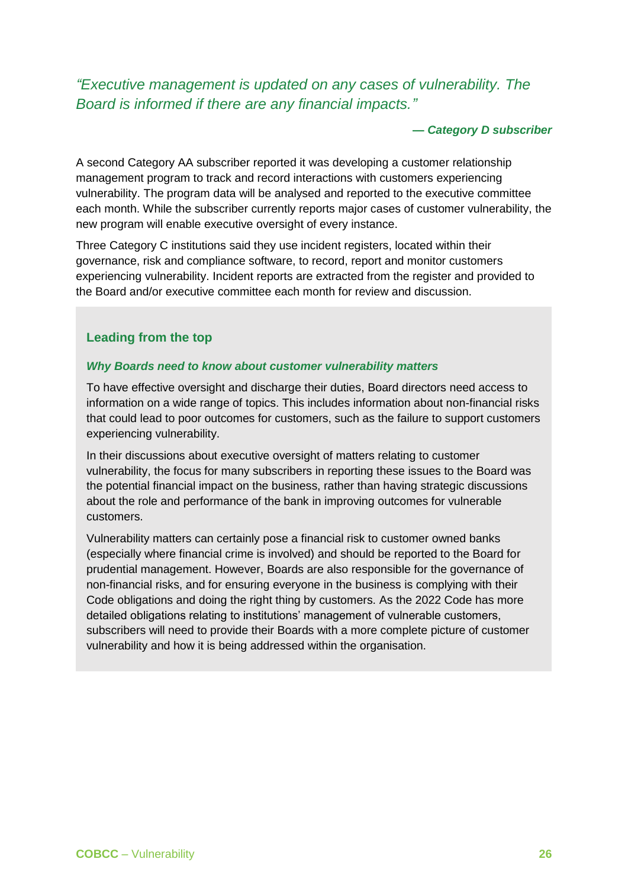*"Executive management is updated on any cases of vulnerability. The Board is informed if there are any financial impacts."*

***— Category D subscriber***

A second Category AA subscriber reported it was developing a customer relationship management program to track and record interactions with customers experiencing vulnerability. The program data will be analysed and reported to the executive committee each month. While the subscriber currently reports major cases of customer vulnerability, the new program will enable executive oversight of every instance.

Three Category C institutions said they use incident registers, located within their governance, risk and compliance software, to record, report and monitor customers experiencing vulnerability. Incident reports are extracted from the register and provided to the Board and/or executive committee each month for review and discussion.

### Leading from the top

***Why Boards need to know about customer vulnerability matters***

To have effective oversight and discharge their duties, Board directors need access to information on a wide range of topics. This includes information about non-financial risks that could lead to poor outcomes for customers, such as the failure to support customers experiencing vulnerability.

In their discussions about executive oversight of matters relating to customer vulnerability, the focus for many subscribers in reporting these issues to the Board was the potential financial impact on the business, rather than having strategic discussions about the role and performance of the bank in improving outcomes for vulnerable customers.

Vulnerability matters can certainly pose a financial risk to customer owned banks (especially where financial crime is involved) and should be reported to the Board for prudential management. However, Boards are also responsible for the governance of non-financial risks, and for ensuring everyone in the business is complying with their Code obligations and doing the right thing by customers. As the 2022 Code has more detailed obligations relating to institutions' management of vulnerable customers, subscribers will need to provide their Boards with a more complete picture of customer vulnerability and how it is being addressed within the organisation.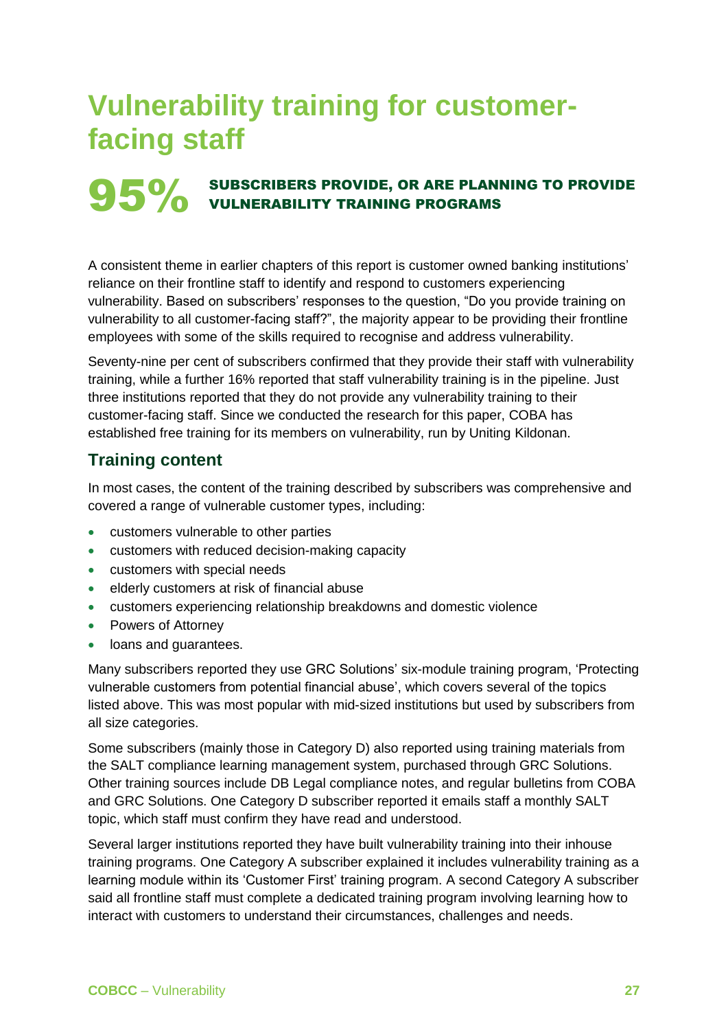# Vulnerability training for customer-facing staff

**95%** **SUBSCRIBERS PROVIDE, OR ARE PLANNING TO PROVIDE VULNERABILITY TRAINING PROGRAMS**

A consistent theme in earlier chapters of this report is customer owned banking institutions' reliance on their frontline staff to identify and respond to customers experiencing vulnerability. Based on subscribers' responses to the question, "Do you provide training on vulnerability to all customer-facing staff?", the majority appear to be providing their frontline employees with some of the skills required to recognise and address vulnerability.

Seventy-nine per cent of subscribers confirmed that they provide their staff with vulnerability training, while a further 16% reported that staff vulnerability training is in the pipeline. Just three institutions reported that they do not provide any vulnerability training to their customer-facing staff. Since we conducted the research for this paper, COBA has established free training for its members on vulnerability, run by Uniting Kildonan.

## Training content

In most cases, the content of the training described by subscribers was comprehensive and covered a range of vulnerable customer types, including:

- customers vulnerable to other parties
- customers with reduced decision-making capacity
- customers with special needs
- elderly customers at risk of financial abuse
- customers experiencing relationship breakdowns and domestic violence
- Powers of Attorney
- loans and guarantees.

Many subscribers reported they use GRC Solutions' six-module training program, 'Protecting vulnerable customers from potential financial abuse', which covers several of the topics listed above. This was most popular with mid-sized institutions but used by subscribers from all size categories.

Some subscribers (mainly those in Category D) also reported using training materials from the SALT compliance learning management system, purchased through GRC Solutions. Other training sources include DB Legal compliance notes, and regular bulletins from COBA and GRC Solutions. One Category D subscriber reported it emails staff a monthly SALT topic, which staff must confirm they have read and understood.

Several larger institutions reported they have built vulnerability training into their inhouse training programs. One Category A subscriber explained it includes vulnerability training as a learning module within its 'Customer First' training program. A second Category A subscriber said all frontline staff must complete a dedicated training program involving learning how to interact with customers to understand their circumstances, challenges and needs.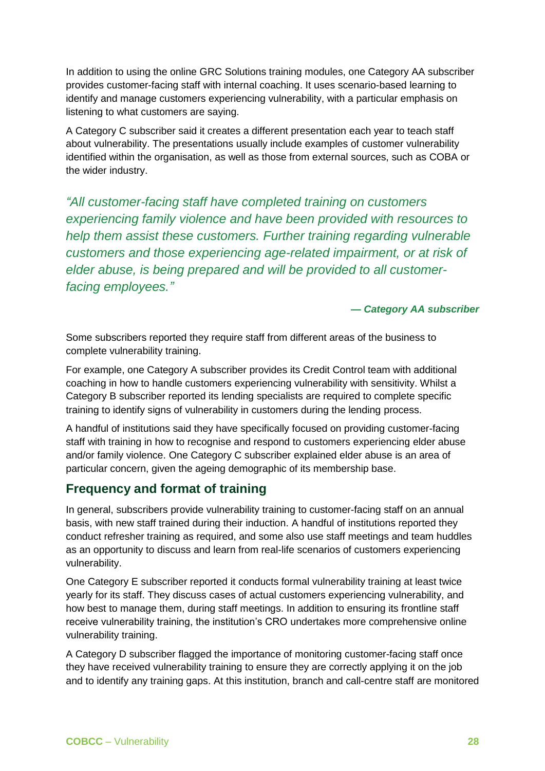In addition to using the online GRC Solutions training modules, one Category AA subscriber provides customer-facing staff with internal coaching. It uses scenario-based learning to identify and manage customers experiencing vulnerability, with a particular emphasis on listening to what customers are saying.

A Category C subscriber said it creates a different presentation each year to teach staff about vulnerability. The presentations usually include examples of customer vulnerability identified within the organisation, as well as those from external sources, such as COBA or the wider industry.

> *"All customer-facing staff have completed training on customers experiencing family violence and have been provided with resources to help them assist these customers. Further training regarding vulnerable customers and those experiencing age-related impairment, or at risk of elder abuse, is being prepared and will be provided to all customer-facing employees."*
>
> ***— Category AA subscriber***

Some subscribers reported they require staff from different areas of the business to complete vulnerability training.

For example, one Category A subscriber provides its Credit Control team with additional coaching in how to handle customers experiencing vulnerability with sensitivity. Whilst a Category B subscriber reported its lending specialists are required to complete specific training to identify signs of vulnerability in customers during the lending process.

A handful of institutions said they have specifically focused on providing customer-facing staff with training in how to recognise and respond to customers experiencing elder abuse and/or family violence. One Category C subscriber explained elder abuse is an area of particular concern, given the ageing demographic of its membership base.

## Frequency and format of training

In general, subscribers provide vulnerability training to customer-facing staff on an annual basis, with new staff trained during their induction. A handful of institutions reported they conduct refresher training as required, and some also use staff meetings and team huddles as an opportunity to discuss and learn from real-life scenarios of customers experiencing vulnerability.

One Category E subscriber reported it conducts formal vulnerability training at least twice yearly for its staff. They discuss cases of actual customers experiencing vulnerability, and how best to manage them, during staff meetings. In addition to ensuring its frontline staff receive vulnerability training, the institution's CRO undertakes more comprehensive online vulnerability training.

A Category D subscriber flagged the importance of monitoring customer-facing staff once they have received vulnerability training to ensure they are correctly applying it on the job and to identify any training gaps. At this institution, branch and call-centre staff are monitored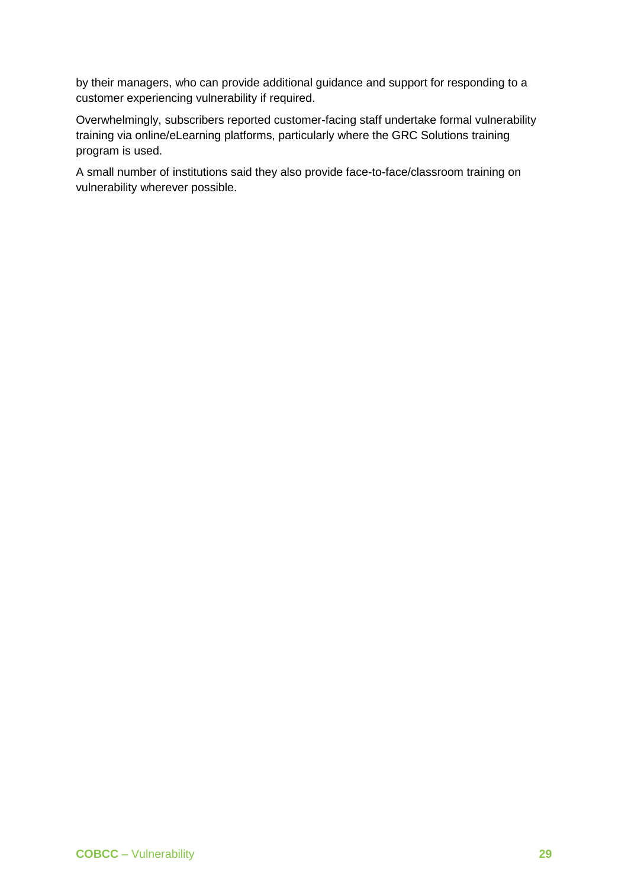by their managers, who can provide additional guidance and support for responding to a customer experiencing vulnerability if required.

Overwhelmingly, subscribers reported customer-facing staff undertake formal vulnerability training via online/eLearning platforms, particularly where the GRC Solutions training program is used.

A small number of institutions said they also provide face-to-face/classroom training on vulnerability wherever possible.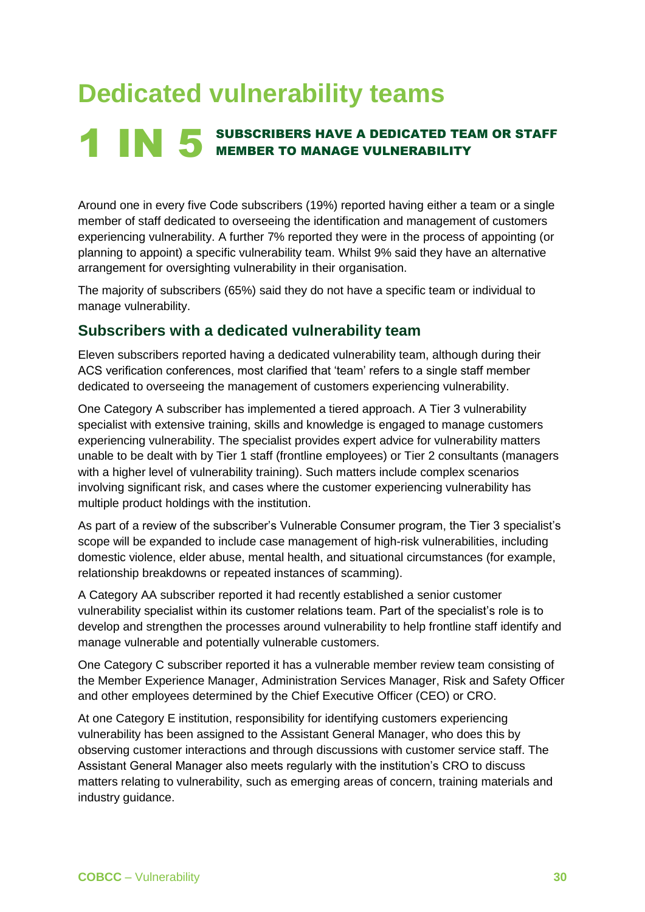# Dedicated vulnerability teams

**1 IN 5** **SUBSCRIBERS HAVE A DEDICATED TEAM OR STAFF MEMBER TO MANAGE VULNERABILITY**

Around one in every five Code subscribers (19%) reported having either a team or a single member of staff dedicated to overseeing the identification and management of customers experiencing vulnerability. A further 7% reported they were in the process of appointing (or planning to appoint) a specific vulnerability team. Whilst 9% said they have an alternative arrangement for oversighting vulnerability in their organisation.

The majority of subscribers (65%) said they do not have a specific team or individual to manage vulnerability.

## Subscribers with a dedicated vulnerability team

Eleven subscribers reported having a dedicated vulnerability team, although during their ACS verification conferences, most clarified that 'team' refers to a single staff member dedicated to overseeing the management of customers experiencing vulnerability.

One Category A subscriber has implemented a tiered approach. A Tier 3 vulnerability specialist with extensive training, skills and knowledge is engaged to manage customers experiencing vulnerability. The specialist provides expert advice for vulnerability matters unable to be dealt with by Tier 1 staff (frontline employees) or Tier 2 consultants (managers with a higher level of vulnerability training). Such matters include complex scenarios involving significant risk, and cases where the customer experiencing vulnerability has multiple product holdings with the institution.

As part of a review of the subscriber's Vulnerable Consumer program, the Tier 3 specialist's scope will be expanded to include case management of high-risk vulnerabilities, including domestic violence, elder abuse, mental health, and situational circumstances (for example, relationship breakdowns or repeated instances of scamming).

A Category AA subscriber reported it had recently established a senior customer vulnerability specialist within its customer relations team. Part of the specialist's role is to develop and strengthen the processes around vulnerability to help frontline staff identify and manage vulnerable and potentially vulnerable customers.

One Category C subscriber reported it has a vulnerable member review team consisting of the Member Experience Manager, Administration Services Manager, Risk and Safety Officer and other employees determined by the Chief Executive Officer (CEO) or CRO.

At one Category E institution, responsibility for identifying customers experiencing vulnerability has been assigned to the Assistant General Manager, who does this by observing customer interactions and through discussions with customer service staff. The Assistant General Manager also meets regularly with the institution's CRO to discuss matters relating to vulnerability, such as emerging areas of concern, training materials and industry guidance.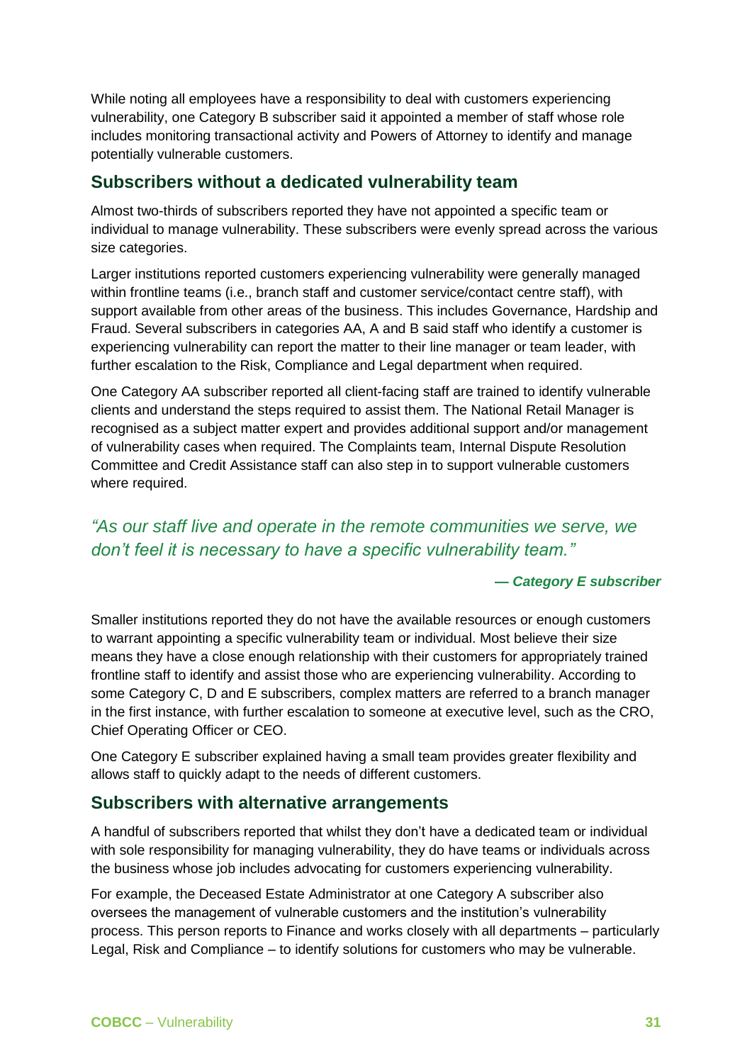While noting all employees have a responsibility to deal with customers experiencing vulnerability, one Category B subscriber said it appointed a member of staff whose role includes monitoring transactional activity and Powers of Attorney to identify and manage potentially vulnerable customers.

## Subscribers without a dedicated vulnerability team

Almost two-thirds of subscribers reported they have not appointed a specific team or individual to manage vulnerability. These subscribers were evenly spread across the various size categories.

Larger institutions reported customers experiencing vulnerability were generally managed within frontline teams (i.e., branch staff and customer service/contact centre staff), with support available from other areas of the business. This includes Governance, Hardship and Fraud. Several subscribers in categories AA, A and B said staff who identify a customer is experiencing vulnerability can report the matter to their line manager or team leader, with further escalation to the Risk, Compliance and Legal department when required.

One Category AA subscriber reported all client-facing staff are trained to identify vulnerable clients and understand the steps required to assist them. The National Retail Manager is recognised as a subject matter expert and provides additional support and/or management of vulnerability cases when required. The Complaints team, Internal Dispute Resolution Committee and Credit Assistance staff can also step in to support vulnerable customers where required.

> *"As our staff live and operate in the remote communities we serve, we don't feel it is necessary to have a specific vulnerability team."*
>
> ***— Category E subscriber***

Smaller institutions reported they do not have the available resources or enough customers to warrant appointing a specific vulnerability team or individual. Most believe their size means they have a close enough relationship with their customers for appropriately trained frontline staff to identify and assist those who are experiencing vulnerability. According to some Category C, D and E subscribers, complex matters are referred to a branch manager in the first instance, with further escalation to someone at executive level, such as the CRO, Chief Operating Officer or CEO.

One Category E subscriber explained having a small team provides greater flexibility and allows staff to quickly adapt to the needs of different customers.

## Subscribers with alternative arrangements

A handful of subscribers reported that whilst they don't have a dedicated team or individual with sole responsibility for managing vulnerability, they do have teams or individuals across the business whose job includes advocating for customers experiencing vulnerability.

For example, the Deceased Estate Administrator at one Category A subscriber also oversees the management of vulnerable customers and the institution's vulnerability process. This person reports to Finance and works closely with all departments – particularly Legal, Risk and Compliance – to identify solutions for customers who may be vulnerable.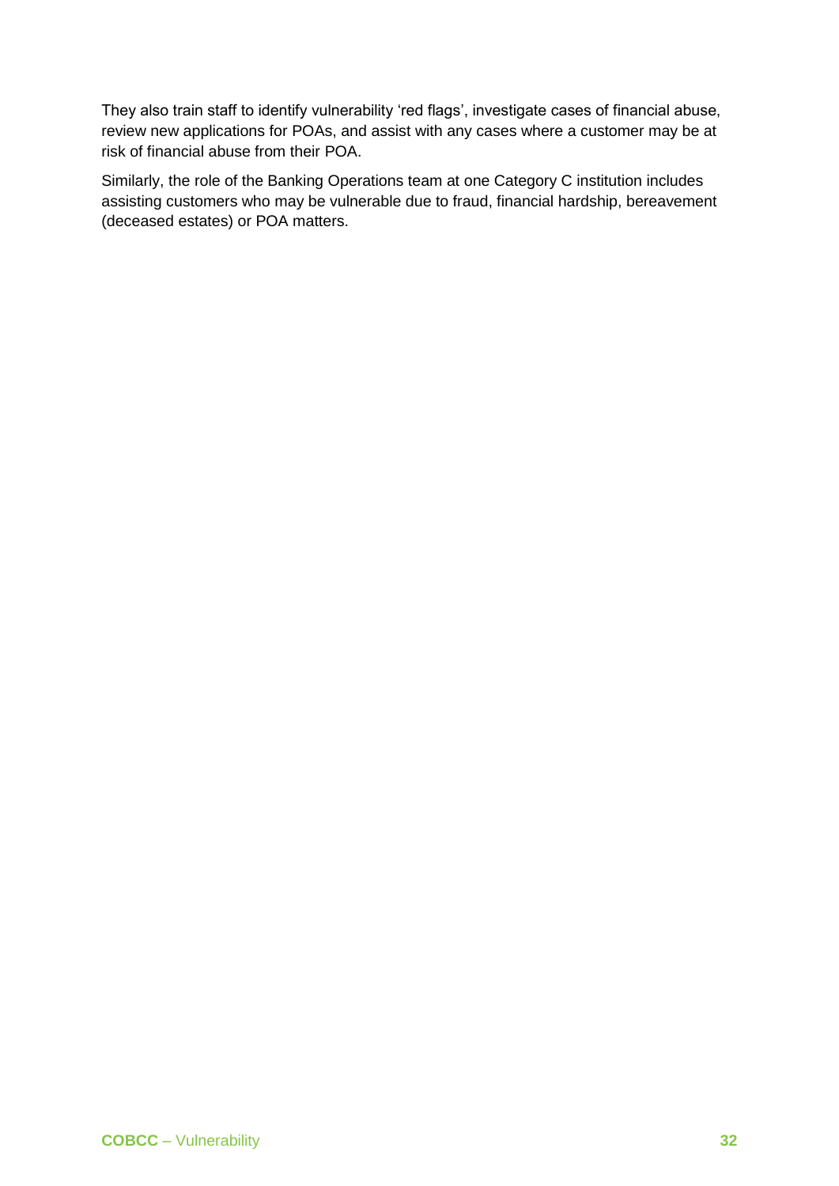They also train staff to identify vulnerability 'red flags', investigate cases of financial abuse, review new applications for POAs, and assist with any cases where a customer may be at risk of financial abuse from their POA.

Similarly, the role of the Banking Operations team at one Category C institution includes assisting customers who may be vulnerable due to fraud, financial hardship, bereavement (deceased estates) or POA matters.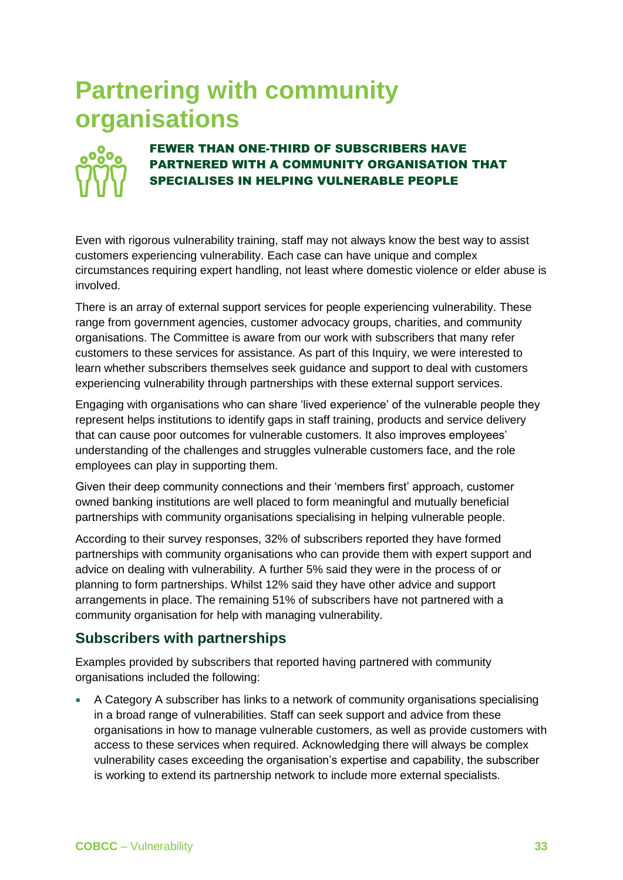# Partnering with community organisations

**FEWER THAN ONE-THIRD OF SUBSCRIBERS HAVE PARTNERED WITH A COMMUNITY ORGANISATION THAT SPECIALISES IN HELPING VULNERABLE PEOPLE**

Even with rigorous vulnerability training, staff may not always know the best way to assist customers experiencing vulnerability. Each case can have unique and complex circumstances requiring expert handling, not least where domestic violence or elder abuse is involved.

There is an array of external support services for people experiencing vulnerability. These range from government agencies, customer advocacy groups, charities, and community organisations. The Committee is aware from our work with subscribers that many refer customers to these services for assistance. As part of this Inquiry, we were interested to learn whether subscribers themselves seek guidance and support to deal with customers experiencing vulnerability through partnerships with these external support services.

Engaging with organisations who can share 'lived experience' of the vulnerable people they represent helps institutions to identify gaps in staff training, products and service delivery that can cause poor outcomes for vulnerable customers. It also improves employees' understanding of the challenges and struggles vulnerable customers face, and the role employees can play in supporting them.

Given their deep community connections and their 'members first' approach, customer owned banking institutions are well placed to form meaningful and mutually beneficial partnerships with community organisations specialising in helping vulnerable people.

According to their survey responses, 32% of subscribers reported they have formed partnerships with community organisations who can provide them with expert support and advice on dealing with vulnerability. A further 5% said they were in the process of or planning to form partnerships. Whilst 12% said they have other advice and support arrangements in place. The remaining 51% of subscribers have not partnered with a community organisation for help with managing vulnerability.

## Subscribers with partnerships

Examples provided by subscribers that reported having partnered with community organisations included the following:

- A Category A subscriber has links to a network of community organisations specialising in a broad range of vulnerabilities. Staff can seek support and advice from these organisations in how to manage vulnerable customers, as well as provide customers with access to these services when required. Acknowledging there will always be complex vulnerability cases exceeding the organisation's expertise and capability, the subscriber is working to extend its partnership network to include more external specialists.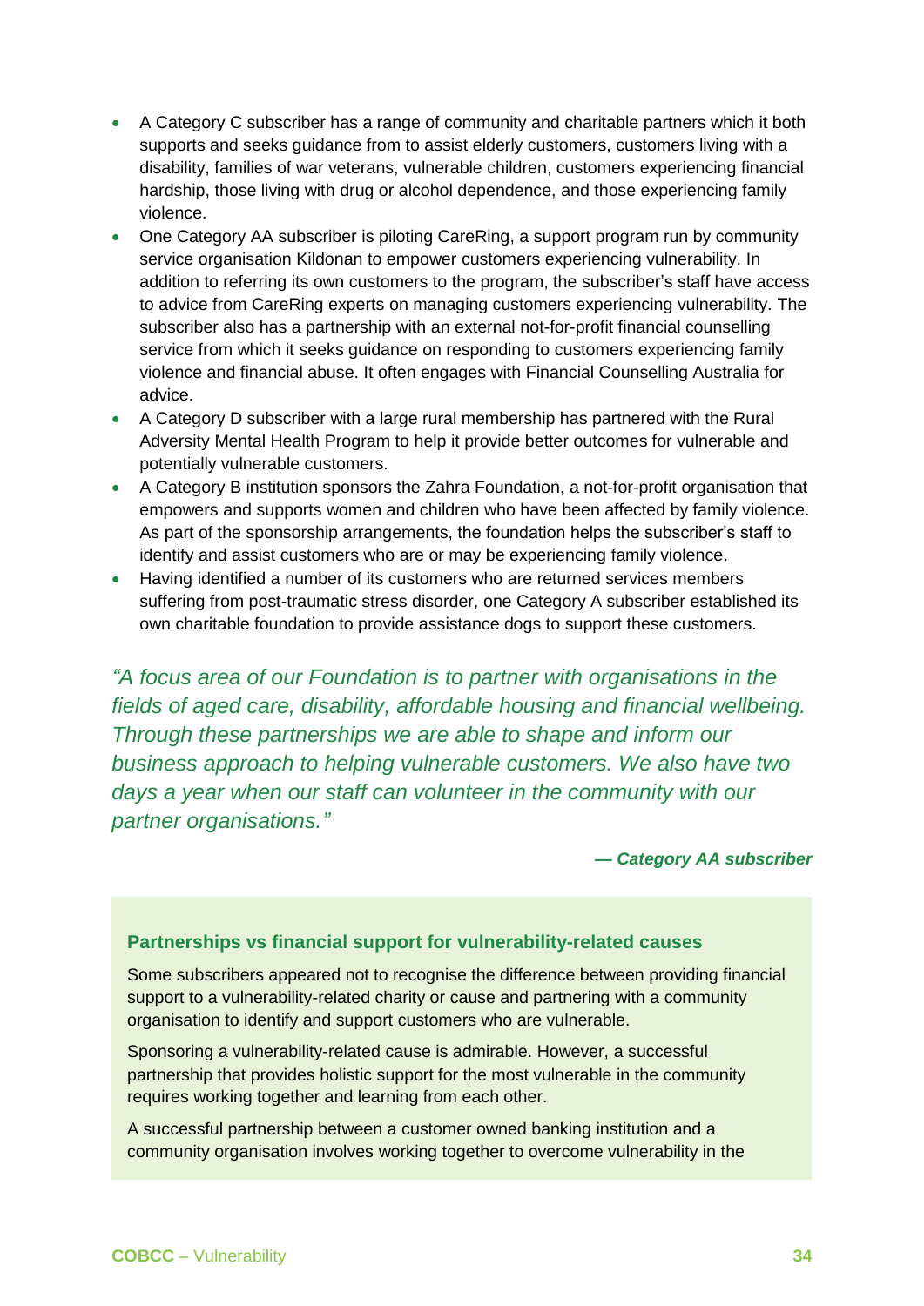- A Category C subscriber has a range of community and charitable partners which it both supports and seeks guidance from to assist elderly customers, customers living with a disability, families of war veterans, vulnerable children, customers experiencing financial hardship, those living with drug or alcohol dependence, and those experiencing family violence.
- One Category AA subscriber is piloting CareRing, a support program run by community service organisation Kildonan to empower customers experiencing vulnerability. In addition to referring its own customers to the program, the subscriber's staff have access to advice from CareRing experts on managing customers experiencing vulnerability. The subscriber also has a partnership with an external not-for-profit financial counselling service from which it seeks guidance on responding to customers experiencing family violence and financial abuse. It often engages with Financial Counselling Australia for advice.
- A Category D subscriber with a large rural membership has partnered with the Rural Adversity Mental Health Program to help it provide better outcomes for vulnerable and potentially vulnerable customers.
- A Category B institution sponsors the Zahra Foundation, a not-for-profit organisation that empowers and supports women and children who have been affected by family violence. As part of the sponsorship arrangements, the foundation helps the subscriber's staff to identify and assist customers who are or may be experiencing family violence.
- Having identified a number of its customers who are returned services members suffering from post-traumatic stress disorder, one Category A subscriber established its own charitable foundation to provide assistance dogs to support these customers.

*"A focus area of our Foundation is to partner with organisations in the fields of aged care, disability, affordable housing and financial wellbeing. Through these partnerships we are able to shape and inform our business approach to helping vulnerable customers. We also have two days a year when our staff can volunteer in the community with our partner organisations."*

***— Category AA subscriber***

### Partnerships vs financial support for vulnerability-related causes

Some subscribers appeared not to recognise the difference between providing financial support to a vulnerability-related charity or cause and partnering with a community organisation to identify and support customers who are vulnerable.

Sponsoring a vulnerability-related cause is admirable. However, a successful partnership that provides holistic support for the most vulnerable in the community requires working together and learning from each other.

A successful partnership between a customer owned banking institution and a community organisation involves working together to overcome vulnerability in the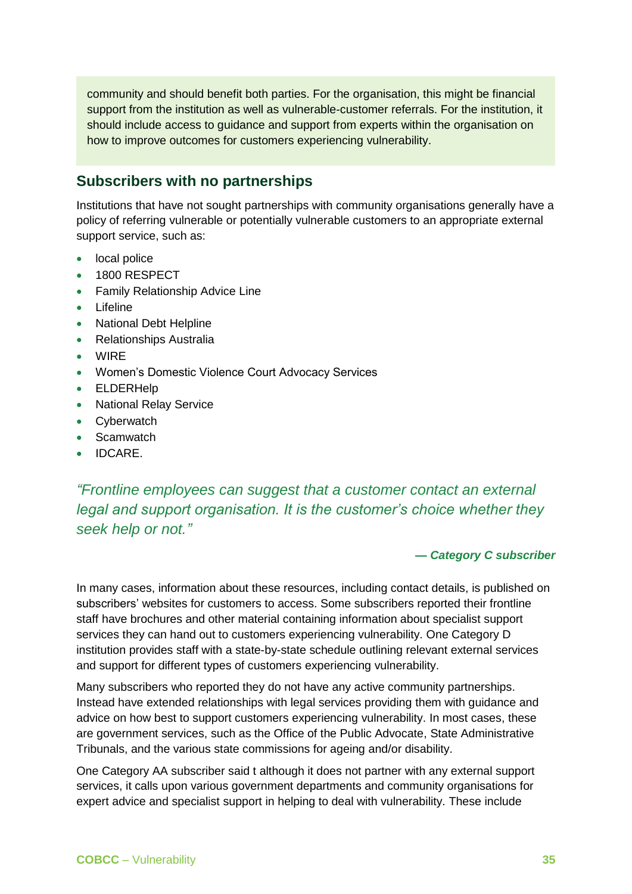community and should benefit both parties. For the organisation, this might be financial support from the institution as well as vulnerable-customer referrals. For the institution, it should include access to guidance and support from experts within the organisation on how to improve outcomes for customers experiencing vulnerability.

## Subscribers with no partnerships

Institutions that have not sought partnerships with community organisations generally have a policy of referring vulnerable or potentially vulnerable customers to an appropriate external support service, such as:

- local police
- 1800 RESPECT
- Family Relationship Advice Line
- Lifeline
- National Debt Helpline
- Relationships Australia
- WIRE
- Women's Domestic Violence Court Advocacy Services
- ELDERHelp
- National Relay Service
- Cyberwatch
- Scamwatch
- IDCARE.

*"Frontline employees can suggest that a customer contact an external legal and support organisation. It is the customer's choice whether they seek help or not."*

***— Category C subscriber***

In many cases, information about these resources, including contact details, is published on subscribers' websites for customers to access. Some subscribers reported their frontline staff have brochures and other material containing information about specialist support services they can hand out to customers experiencing vulnerability. One Category D institution provides staff with a state-by-state schedule outlining relevant external services and support for different types of customers experiencing vulnerability.

Many subscribers who reported they do not have any active community partnerships. Instead have extended relationships with legal services providing them with guidance and advice on how best to support customers experiencing vulnerability. In most cases, these are government services, such as the Office of the Public Advocate, State Administrative Tribunals, and the various state commissions for ageing and/or disability.

One Category AA subscriber said t although it does not partner with any external support services, it calls upon various government departments and community organisations for expert advice and specialist support in helping to deal with vulnerability. These include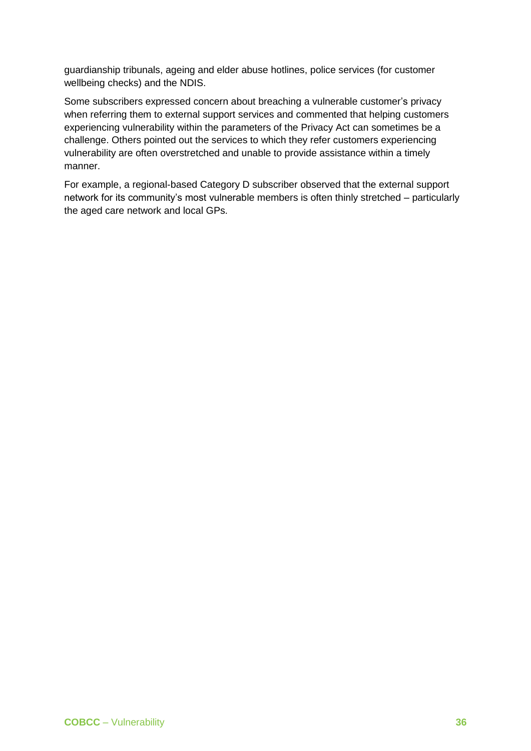guardianship tribunals, ageing and elder abuse hotlines, police services (for customer wellbeing checks) and the NDIS.

Some subscribers expressed concern about breaching a vulnerable customer's privacy when referring them to external support services and commented that helping customers experiencing vulnerability within the parameters of the Privacy Act can sometimes be a challenge. Others pointed out the services to which they refer customers experiencing vulnerability are often overstretched and unable to provide assistance within a timely manner.

For example, a regional-based Category D subscriber observed that the external support network for its community's most vulnerable members is often thinly stretched – particularly the aged care network and local GPs.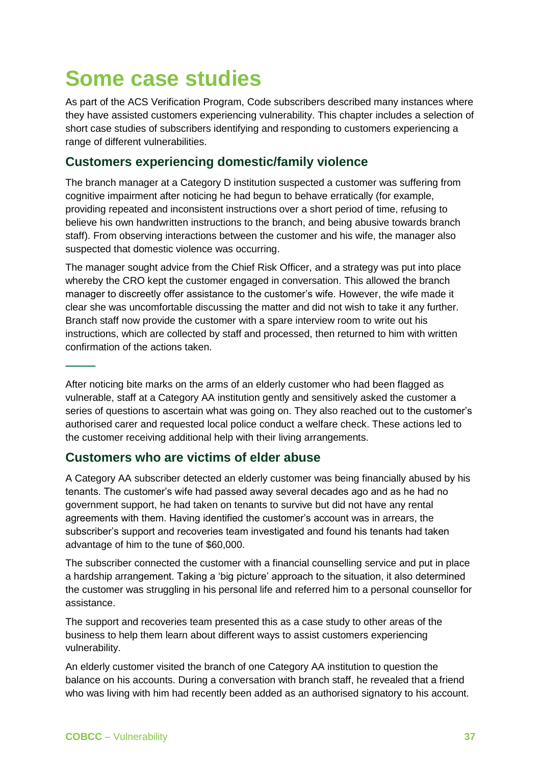# Some case studies

As part of the ACS Verification Program, Code subscribers described many instances where they have assisted customers experiencing vulnerability. This chapter includes a selection of short case studies of subscribers identifying and responding to customers experiencing a range of different vulnerabilities.

## Customers experiencing domestic/family violence

The branch manager at a Category D institution suspected a customer was suffering from cognitive impairment after noticing he had begun to behave erratically (for example, providing repeated and inconsistent instructions over a short period of time, refusing to believe his own handwritten instructions to the branch, and being abusive towards branch staff). From observing interactions between the customer and his wife, the manager also suspected that domestic violence was occurring.

The manager sought advice from the Chief Risk Officer, and a strategy was put into place whereby the CRO kept the customer engaged in conversation. This allowed the branch manager to discreetly offer assistance to the customer's wife. However, the wife made it clear she was uncomfortable discussing the matter and did not wish to take it any further. Branch staff now provide the customer with a spare interview room to write out his instructions, which are collected by staff and processed, then returned to him with written confirmation of the actions taken.

———

After noticing bite marks on the arms of an elderly customer who had been flagged as vulnerable, staff at a Category AA institution gently and sensitively asked the customer a series of questions to ascertain what was going on. They also reached out to the customer's authorised carer and requested local police conduct a welfare check. These actions led to the customer receiving additional help with their living arrangements.

## Customers who are victims of elder abuse

A Category AA subscriber detected an elderly customer was being financially abused by his tenants. The customer's wife had passed away several decades ago and as he had no government support, he had taken on tenants to survive but did not have any rental agreements with them. Having identified the customer's account was in arrears, the subscriber's support and recoveries team investigated and found his tenants had taken advantage of him to the tune of $60,000.

The subscriber connected the customer with a financial counselling service and put in place a hardship arrangement. Taking a 'big picture' approach to the situation, it also determined the customer was struggling in his personal life and referred him to a personal counsellor for assistance.

The support and recoveries team presented this as a case study to other areas of the business to help them learn about different ways to assist customers experiencing vulnerability.

An elderly customer visited the branch of one Category AA institution to question the balance on his accounts. During a conversation with branch staff, he revealed that a friend who was living with him had recently been added as an authorised signatory to his account.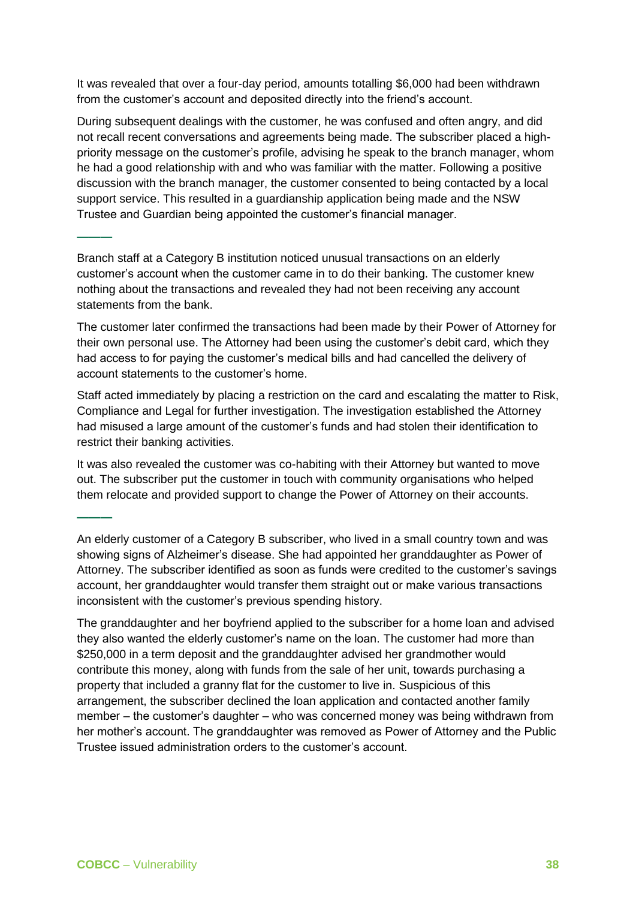It was revealed that over a four-day period, amounts totalling $6,000 had been withdrawn from the customer's account and deposited directly into the friend's account.

During subsequent dealings with the customer, he was confused and often angry, and did not recall recent conversations and agreements being made. The subscriber placed a high-priority message on the customer's profile, advising he speak to the branch manager, whom he had a good relationship with and who was familiar with the matter. Following a positive discussion with the branch manager, the customer consented to being contacted by a local support service. This resulted in a guardianship application being made and the NSW Trustee and Guardian being appointed the customer's financial manager.

---

Branch staff at a Category B institution noticed unusual transactions on an elderly customer's account when the customer came in to do their banking. The customer knew nothing about the transactions and revealed they had not been receiving any account statements from the bank.

The customer later confirmed the transactions had been made by their Power of Attorney for their own personal use. The Attorney had been using the customer's debit card, which they had access to for paying the customer's medical bills and had cancelled the delivery of account statements to the customer's home.

Staff acted immediately by placing a restriction on the card and escalating the matter to Risk, Compliance and Legal for further investigation. The investigation established the Attorney had misused a large amount of the customer's funds and had stolen their identification to restrict their banking activities.

It was also revealed the customer was co-habiting with their Attorney but wanted to move out. The subscriber put the customer in touch with community organisations who helped them relocate and provided support to change the Power of Attorney on their accounts.

---

An elderly customer of a Category B subscriber, who lived in a small country town and was showing signs of Alzheimer's disease. She had appointed her granddaughter as Power of Attorney. The subscriber identified as soon as funds were credited to the customer's savings account, her granddaughter would transfer them straight out or make various transactions inconsistent with the customer's previous spending history.

The granddaughter and her boyfriend applied to the subscriber for a home loan and advised they also wanted the elderly customer's name on the loan. The customer had more than $250,000 in a term deposit and the granddaughter advised her grandmother would contribute this money, along with funds from the sale of her unit, towards purchasing a property that included a granny flat for the customer to live in. Suspicious of this arrangement, the subscriber declined the loan application and contacted another family member – the customer's daughter – who was concerned money was being withdrawn from her mother's account. The granddaughter was removed as Power of Attorney and the Public Trustee issued administration orders to the customer's account.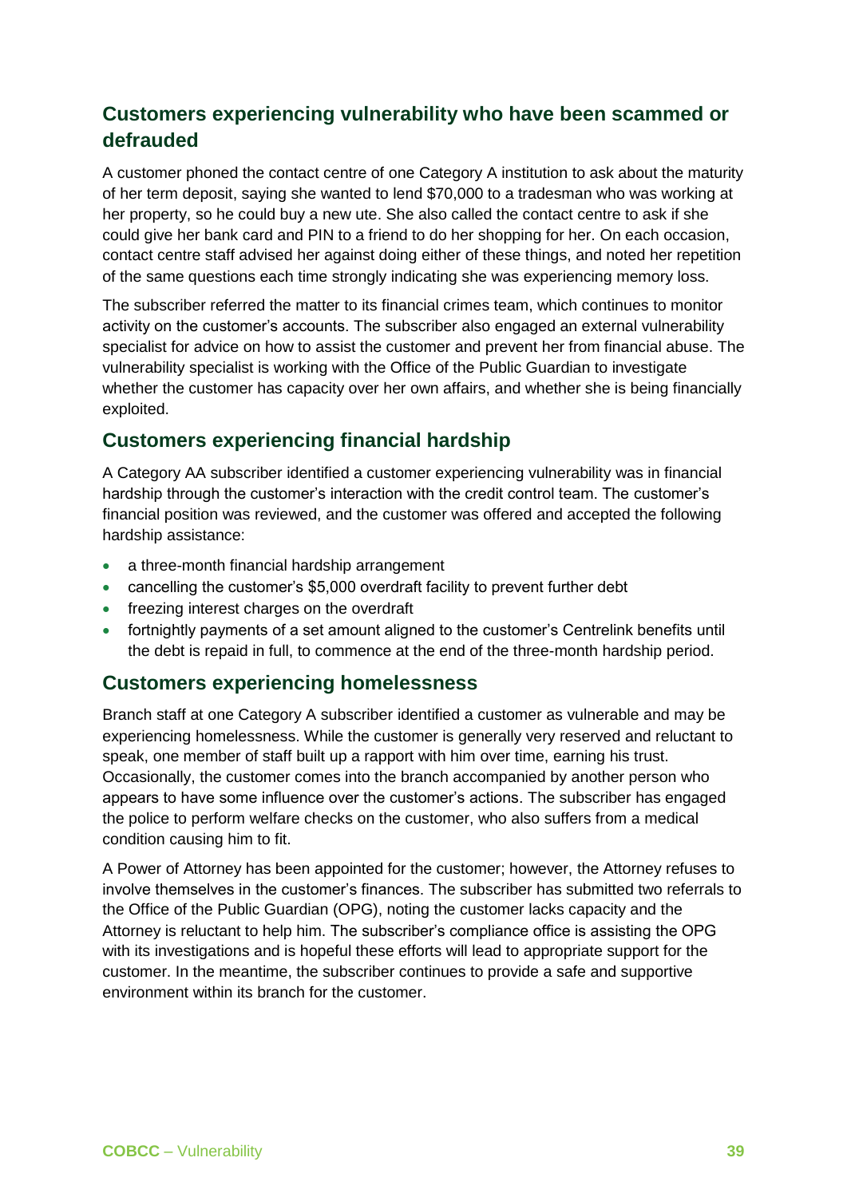## Customers experiencing vulnerability who have been scammed or defrauded

A customer phoned the contact centre of one Category A institution to ask about the maturity of her term deposit, saying she wanted to lend $70,000 to a tradesman who was working at her property, so he could buy a new ute. She also called the contact centre to ask if she could give her bank card and PIN to a friend to do her shopping for her. On each occasion, contact centre staff advised her against doing either of these things, and noted her repetition of the same questions each time strongly indicating she was experiencing memory loss.

The subscriber referred the matter to its financial crimes team, which continues to monitor activity on the customer's accounts. The subscriber also engaged an external vulnerability specialist for advice on how to assist the customer and prevent her from financial abuse. The vulnerability specialist is working with the Office of the Public Guardian to investigate whether the customer has capacity over her own affairs, and whether she is being financially exploited.

## Customers experiencing financial hardship

A Category AA subscriber identified a customer experiencing vulnerability was in financial hardship through the customer's interaction with the credit control team. The customer's financial position was reviewed, and the customer was offered and accepted the following hardship assistance:

- a three-month financial hardship arrangement
- cancelling the customer's $5,000 overdraft facility to prevent further debt
- freezing interest charges on the overdraft
- fortnightly payments of a set amount aligned to the customer's Centrelink benefits until the debt is repaid in full, to commence at the end of the three-month hardship period.

## Customers experiencing homelessness

Branch staff at one Category A subscriber identified a customer as vulnerable and may be experiencing homelessness. While the customer is generally very reserved and reluctant to speak, one member of staff built up a rapport with him over time, earning his trust. Occasionally, the customer comes into the branch accompanied by another person who appears to have some influence over the customer's actions. The subscriber has engaged the police to perform welfare checks on the customer, who also suffers from a medical condition causing him to fit.

A Power of Attorney has been appointed for the customer; however, the Attorney refuses to involve themselves in the customer's finances. The subscriber has submitted two referrals to the Office of the Public Guardian (OPG), noting the customer lacks capacity and the Attorney is reluctant to help him. The subscriber's compliance office is assisting the OPG with its investigations and is hopeful these efforts will lead to appropriate support for the customer. In the meantime, the subscriber continues to provide a safe and supportive environment within its branch for the customer.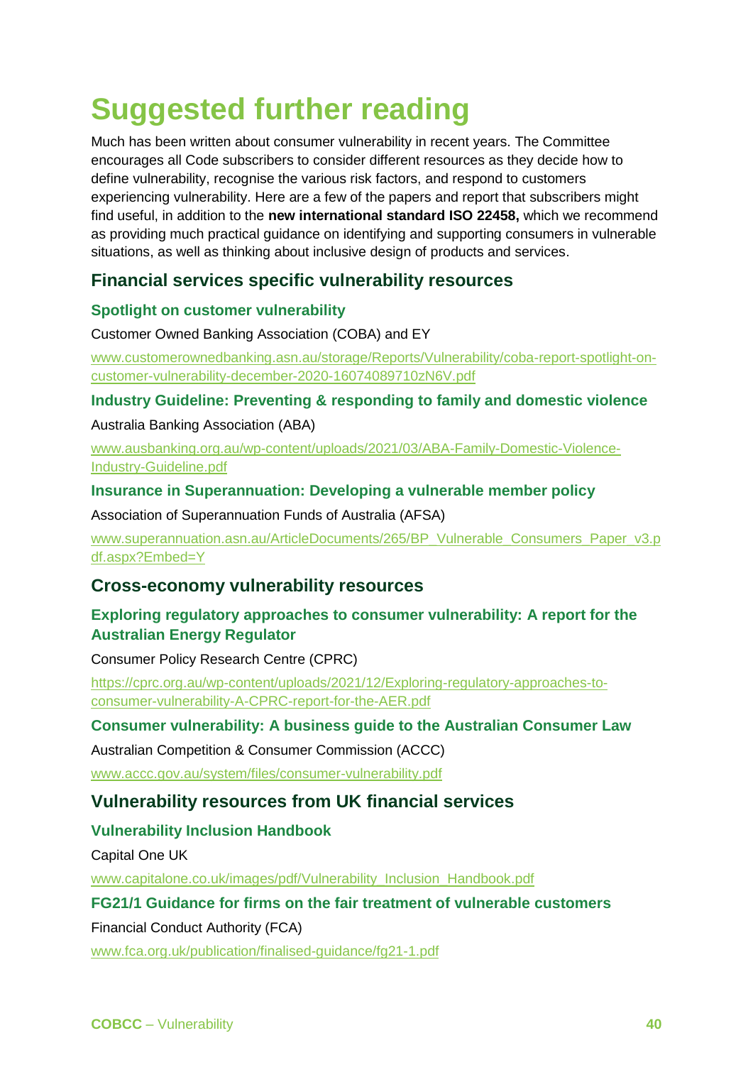# Suggested further reading

Much has been written about consumer vulnerability in recent years. The Committee encourages all Code subscribers to consider different resources as they decide how to define vulnerability, recognise the various risk factors, and respond to customers experiencing vulnerability. Here are a few of the papers and report that subscribers might find useful, in addition to the **new international standard ISO 22458,** which we recommend as providing much practical guidance on identifying and supporting consumers in vulnerable situations, as well as thinking about inclusive design of products and services.

## Financial services specific vulnerability resources

### Spotlight on customer vulnerability

Customer Owned Banking Association (COBA) and EY

www.customerownedbanking.asn.au/storage/Reports/Vulnerability/coba-report-spotlight-on-customer-vulnerability-december-2020-16074089710zN6V.pdf

### Industry Guideline: Preventing & responding to family and domestic violence

Australia Banking Association (ABA)

www.ausbanking.org.au/wp-content/uploads/2021/03/ABA-Family-Domestic-Violence-Industry-Guideline.pdf

### Insurance in Superannuation: Developing a vulnerable member policy

Association of Superannuation Funds of Australia (AFSA)

www.superannuation.asn.au/ArticleDocuments/265/BP_Vulnerable_Consumers_Paper_v3.pdf.aspx?Embed=Y

## Cross-economy vulnerability resources

### Exploring regulatory approaches to consumer vulnerability: A report for the Australian Energy Regulator

Consumer Policy Research Centre (CPRC)

https://cprc.org.au/wp-content/uploads/2021/12/Exploring-regulatory-approaches-to-consumer-vulnerability-A-CPRC-report-for-the-AER.pdf

### Consumer vulnerability: A business guide to the Australian Consumer Law

Australian Competition & Consumer Commission (ACCC)

www.accc.gov.au/system/files/consumer-vulnerability.pdf

## Vulnerability resources from UK financial services

### Vulnerability Inclusion Handbook

Capital One UK

www.capitalone.co.uk/images/pdf/Vulnerability_Inclusion_Handbook.pdf

### FG21/1 Guidance for firms on the fair treatment of vulnerable customers

Financial Conduct Authority (FCA)

www.fca.org.uk/publication/finalised-guidance/fg21-1.pdf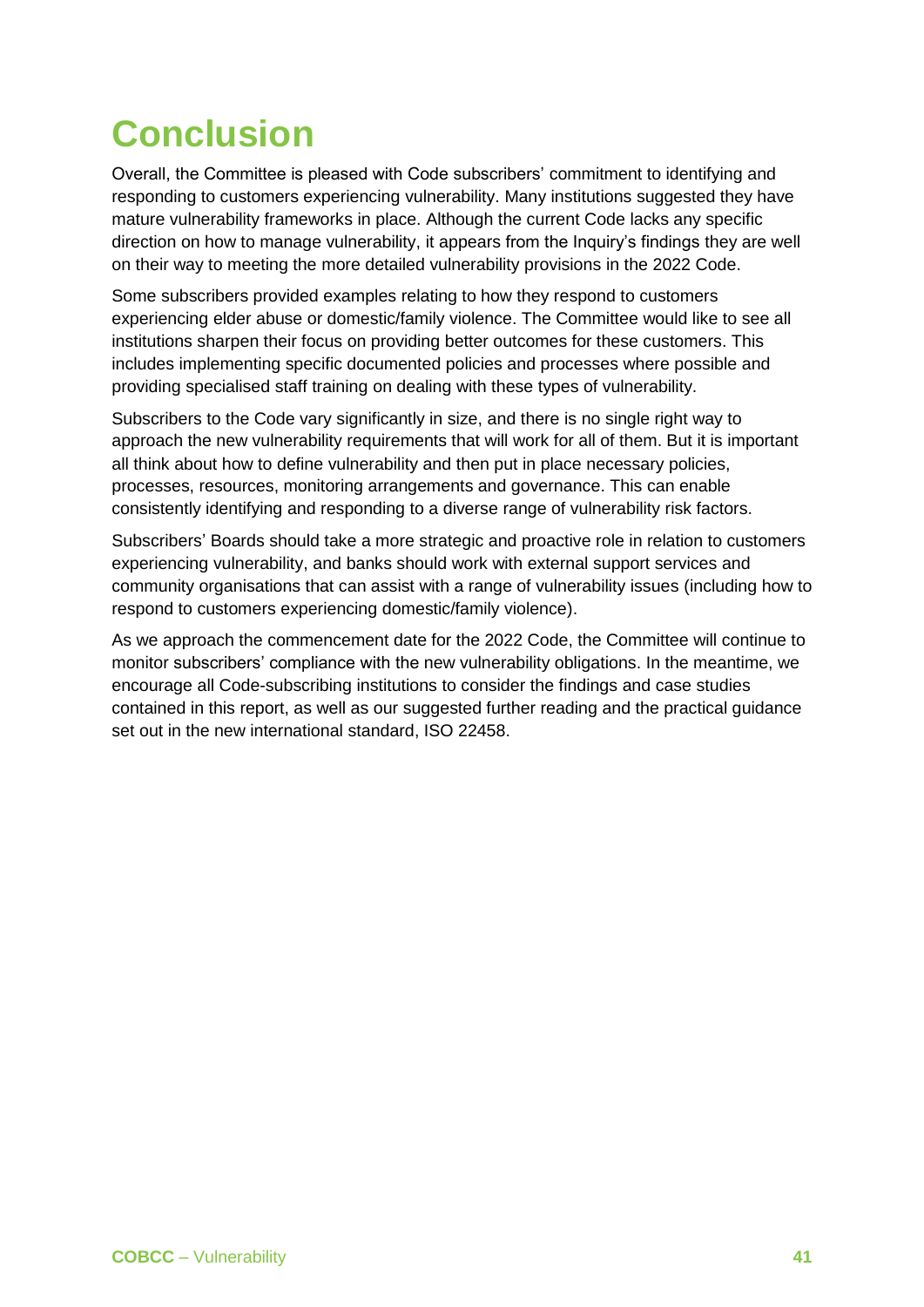# Conclusion

Overall, the Committee is pleased with Code subscribers' commitment to identifying and responding to customers experiencing vulnerability. Many institutions suggested they have mature vulnerability frameworks in place. Although the current Code lacks any specific direction on how to manage vulnerability, it appears from the Inquiry's findings they are well on their way to meeting the more detailed vulnerability provisions in the 2022 Code.

Some subscribers provided examples relating to how they respond to customers experiencing elder abuse or domestic/family violence. The Committee would like to see all institutions sharpen their focus on providing better outcomes for these customers. This includes implementing specific documented policies and processes where possible and providing specialised staff training on dealing with these types of vulnerability.

Subscribers to the Code vary significantly in size, and there is no single right way to approach the new vulnerability requirements that will work for all of them. But it is important all think about how to define vulnerability and then put in place necessary policies, processes, resources, monitoring arrangements and governance. This can enable consistently identifying and responding to a diverse range of vulnerability risk factors.

Subscribers' Boards should take a more strategic and proactive role in relation to customers experiencing vulnerability, and banks should work with external support services and community organisations that can assist with a range of vulnerability issues (including how to respond to customers experiencing domestic/family violence).

As we approach the commencement date for the 2022 Code, the Committee will continue to monitor subscribers' compliance with the new vulnerability obligations. In the meantime, we encourage all Code-subscribing institutions to consider the findings and case studies contained in this report, as well as our suggested further reading and the practical guidance set out in the new international standard, ISO 22458.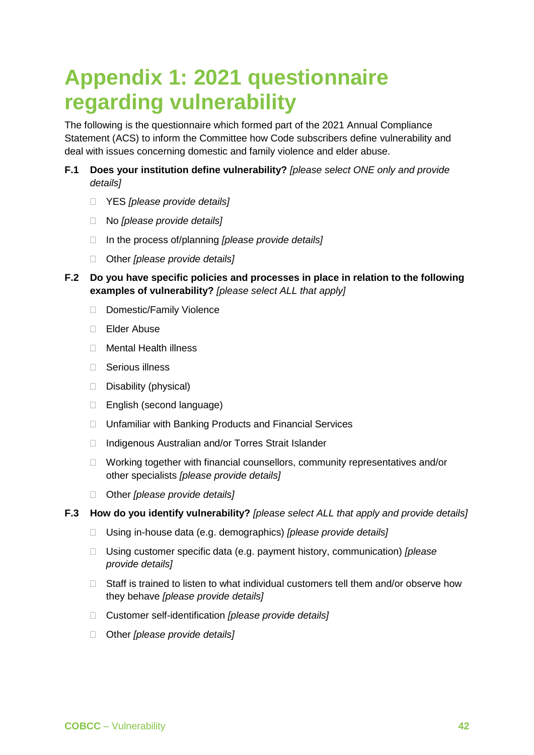# Appendix 1: 2021 questionnaire regarding vulnerability

The following is the questionnaire which formed part of the 2021 Annual Compliance Statement (ACS) to inform the Committee how Code subscribers define vulnerability and deal with issues concerning domestic and family violence and elder abuse.

**F.1 Does your institution define vulnerability?** *[please select ONE only and provide details]*

- ☐ YES *[please provide details]*
- ☐ No *[please provide details]*
- ☐ In the process of/planning *[please provide details]*
- ☐ Other *[please provide details]*

**F.2 Do you have specific policies and processes in place in relation to the following examples of vulnerability?** *[please select ALL that apply]*

- ☐ Domestic/Family Violence
- ☐ Elder Abuse
- ☐ Mental Health illness
- ☐ Serious illness
- ☐ Disability (physical)
- ☐ English (second language)
- ☐ Unfamiliar with Banking Products and Financial Services
- ☐ Indigenous Australian and/or Torres Strait Islander
- ☐ Working together with financial counsellors, community representatives and/or other specialists *[please provide details]*
- ☐ Other *[please provide details]*

**F.3 How do you identify vulnerability?** *[please select ALL that apply and provide details]*

- ☐ Using in-house data (e.g. demographics) *[please provide details]*
- ☐ Using customer specific data (e.g. payment history, communication) *[please provide details]*
- ☐ Staff is trained to listen to what individual customers tell them and/or observe how they behave *[please provide details]*
- ☐ Customer self-identification *[please provide details]*
- ☐ Other *[please provide details]*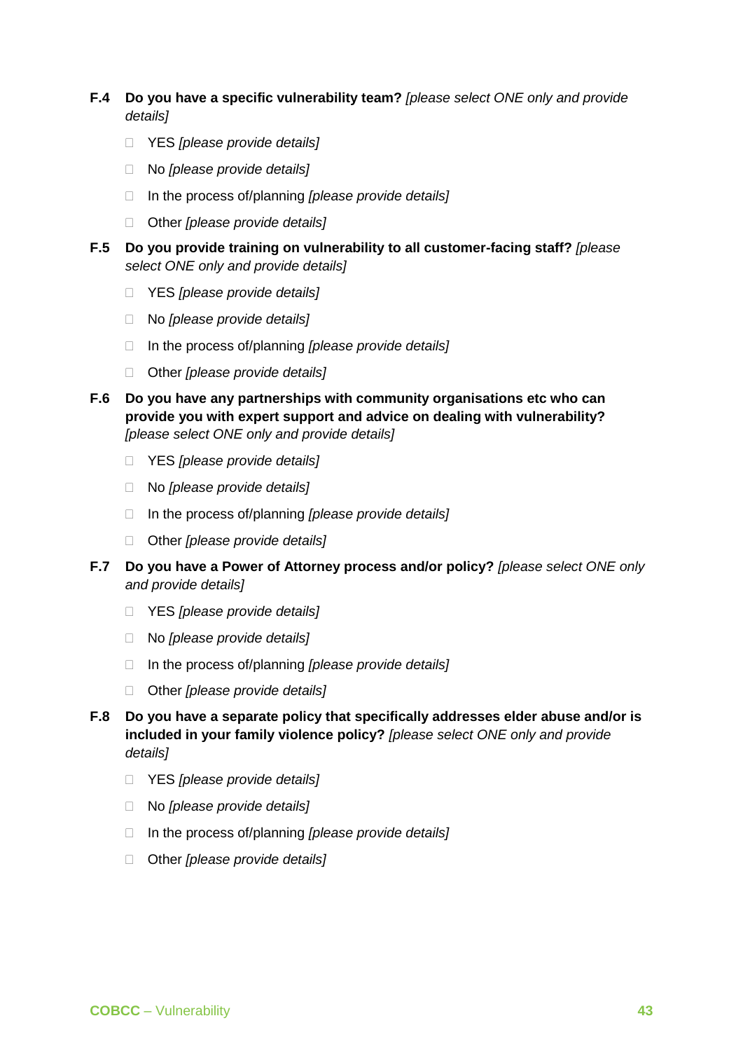**F.4 Do you have a specific vulnerability team?** *[please select ONE only and provide details]*

- ☐ YES *[please provide details]*
- ☐ No *[please provide details]*
- ☐ In the process of/planning *[please provide details]*
- ☐ Other *[please provide details]*

**F.5 Do you provide training on vulnerability to all customer-facing staff?** *[please select ONE only and provide details]*

- ☐ YES *[please provide details]*
- ☐ No *[please provide details]*
- ☐ In the process of/planning *[please provide details]*
- ☐ Other *[please provide details]*

**F.6 Do you have any partnerships with community organisations etc who can provide you with expert support and advice on dealing with vulnerability?** *[please select ONE only and provide details]*

- ☐ YES *[please provide details]*
- ☐ No *[please provide details]*
- ☐ In the process of/planning *[please provide details]*
- ☐ Other *[please provide details]*

**F.7 Do you have a Power of Attorney process and/or policy?** *[please select ONE only and provide details]*

- ☐ YES *[please provide details]*
- ☐ No *[please provide details]*
- ☐ In the process of/planning *[please provide details]*
- ☐ Other *[please provide details]*

**F.8 Do you have a separate policy that specifically addresses elder abuse and/or is included in your family violence policy?** *[please select ONE only and provide details]*

- ☐ YES *[please provide details]*
- ☐ No *[please provide details]*
- ☐ In the process of/planning *[please provide details]*
- ☐ Other *[please provide details]*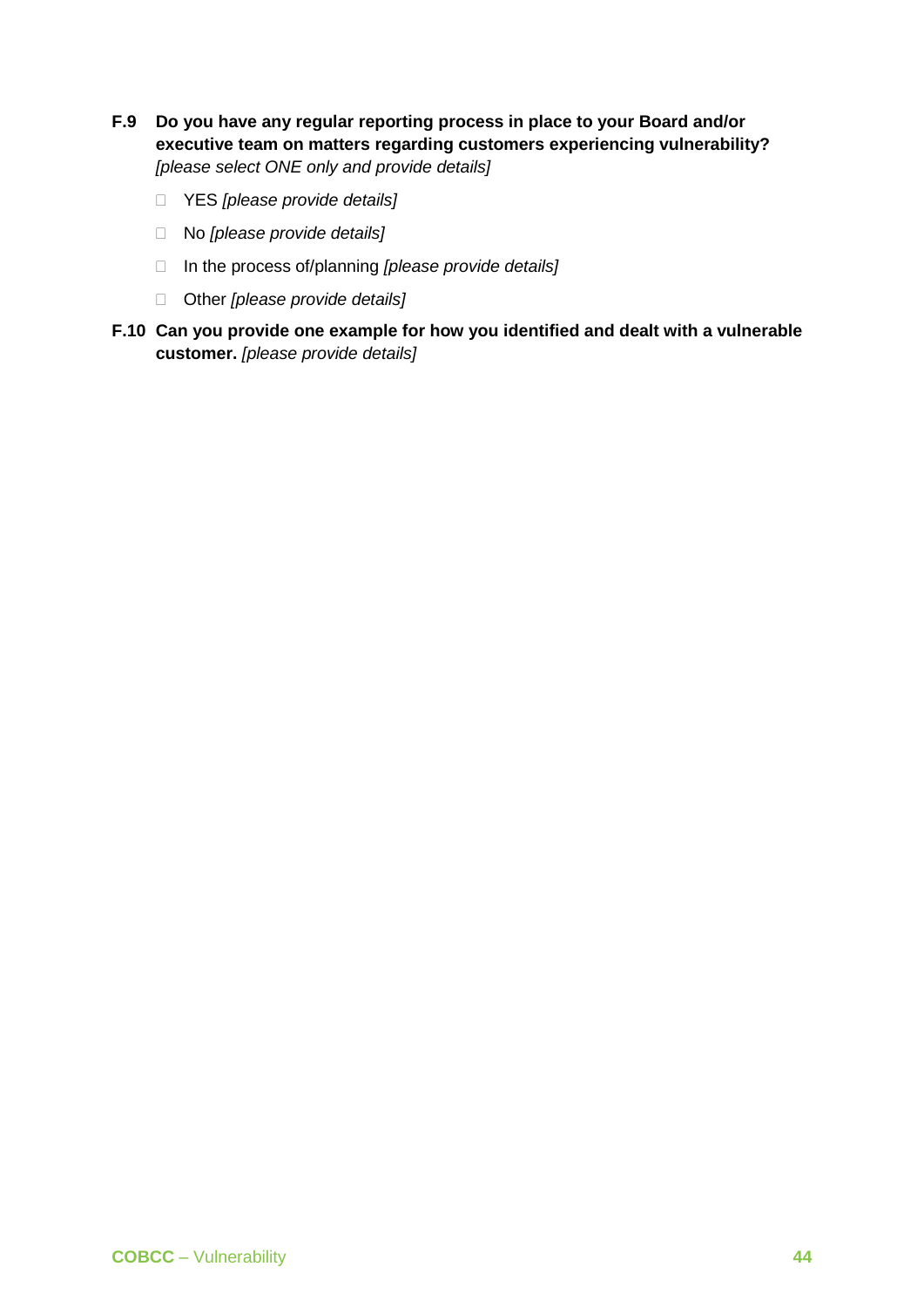**F.9 Do you have any regular reporting process in place to your Board and/or executive team on matters regarding customers experiencing vulnerability?** *[please select ONE only and provide details]*

- ☐ YES *[please provide details]*
- ☐ No *[please provide details]*
- ☐ In the process of/planning *[please provide details]*
- ☐ Other *[please provide details]*

**F.10 Can you provide one example for how you identified and dealt with a vulnerable customer.** *[please provide details]*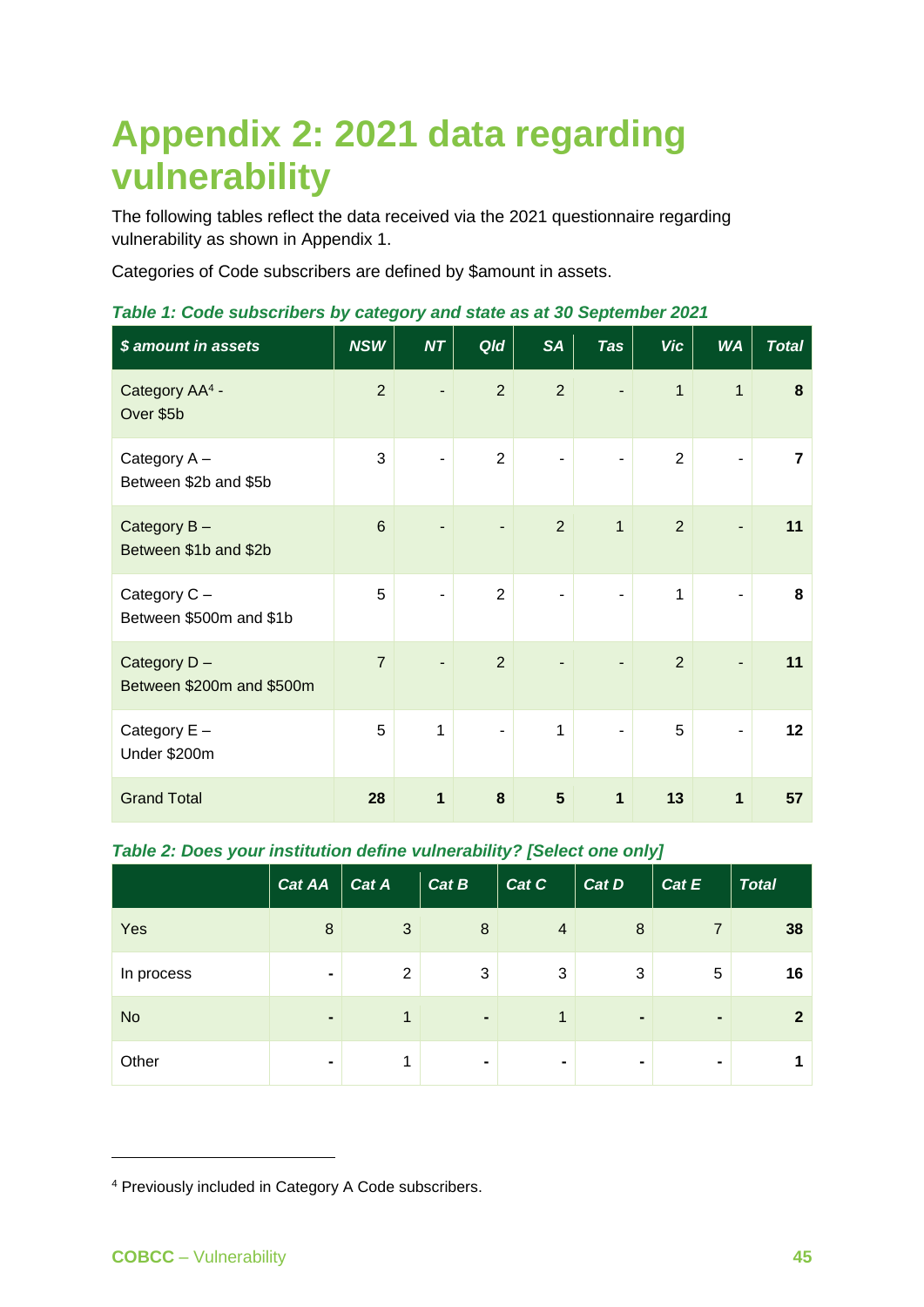# Appendix 2: 2021 data regarding vulnerability

The following tables reflect the data received via the 2021 questionnaire regarding vulnerability as shown in Appendix 1.

Categories of Code subscribers are defined by $amount in assets.

*Table 1: Code subscribers by category and state as at 30 September 2021*

| *$ amount in assets* | *NSW* | *NT* | *Qld* | *SA* | *Tas* | *Vic* | *WA* | *Total* |
|---|---|---|---|---|---|---|---|---|
| Category AA[4] - Over $5b | 2 | - | 2 | 2 | - | 1 | 1 | **8** |
| Category A – Between $2b and $5b | 3 | - | 2 | - | - | 2 | - | **7** |
| Category B – Between $1b and $2b | 6 | - | - | 2 | 1 | 2 | - | **11** |
| Category C – Between $500m and $1b | 5 | - | 2 | - | - | 1 | - | **8** |
| Category D – Between $200m and $500m | 7 | - | 2 | - | - | 2 | - | **11** |
| Category E – Under $200m | 5 | 1 | - | 1 | - | 5 | - | **12** |
| Grand Total | **28** | **1** | **8** | **5** | **1** | **13** | **1** | **57** |

*Table 2: Does your institution define vulnerability? [Select one only]*

| | *Cat AA* | *Cat A* | *Cat B* | *Cat C* | *Cat D* | *Cat E* | *Total* |
|---|---|---|---|---|---|---|---|
| Yes | 8 | 3 | 8 | 4 | 8 | 7 | **38** |
| In process | - | 2 | 3 | 3 | 3 | 5 | **16** |
| No | - | 1 | - | 1 | - | - | **2** |
| Other | - | 1 | - | - | - | - | **1** |

[4] Previously included in Category A Code subscribers.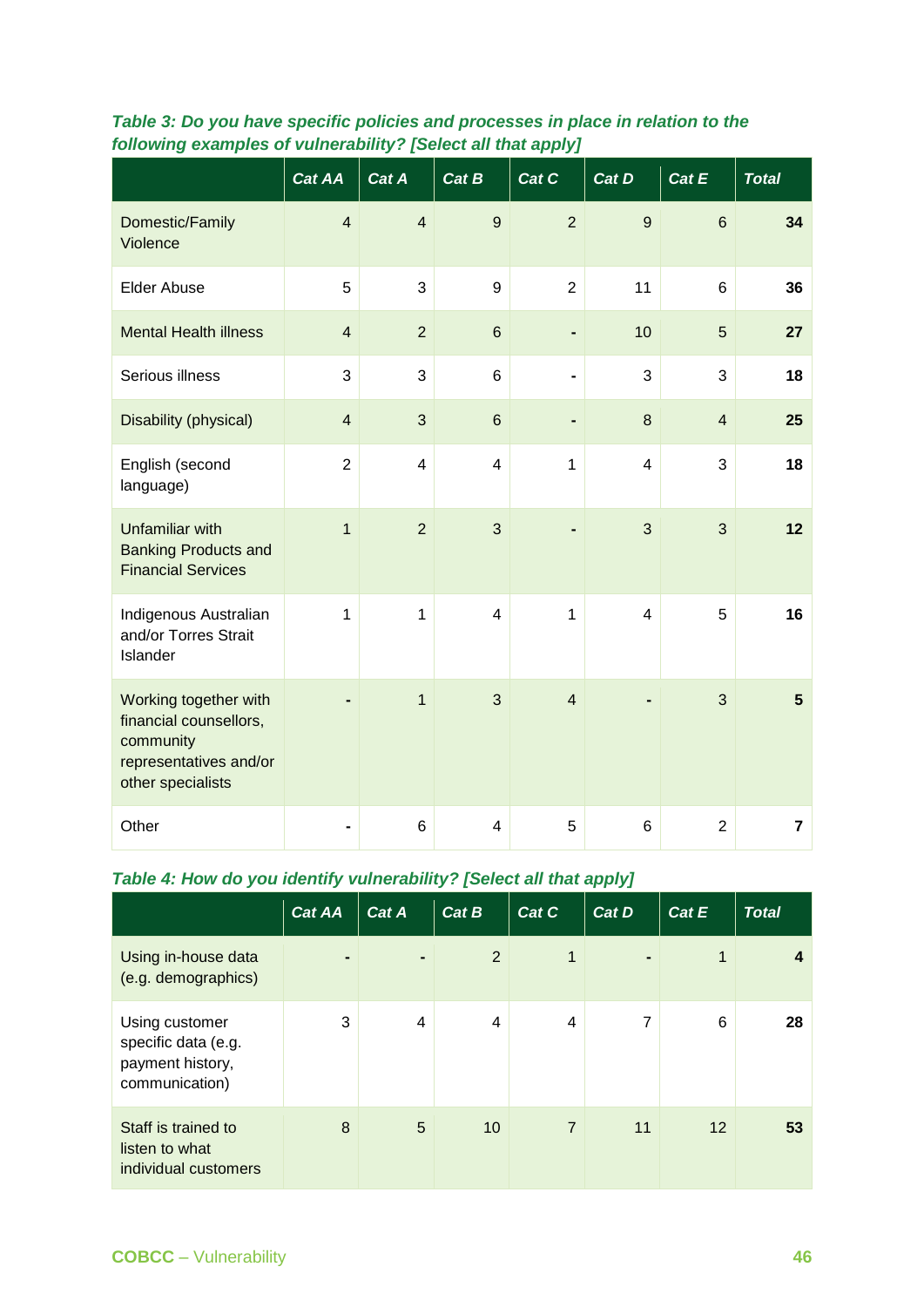***Table 3: Do you have specific policies and processes in place in relation to the following examples of vulnerability? [Select all that apply]***

| | *Cat AA* | *Cat A* | *Cat B* | *Cat C* | *Cat D* | *Cat E* | *Total* |
|---|---|---|---|---|---|---|---|
| Domestic/Family Violence | 4 | 4 | 9 | 2 | 9 | 6 | **34** |
| Elder Abuse | 5 | 3 | 9 | 2 | 11 | 6 | **36** |
| Mental Health illness | 4 | 2 | 6 | - | 10 | 5 | **27** |
| Serious illness | 3 | 3 | 6 | - | 3 | 3 | **18** |
| Disability (physical) | 4 | 3 | 6 | - | 8 | 4 | **25** |
| English (second language) | 2 | 4 | 4 | 1 | 4 | 3 | **18** |
| Unfamiliar with Banking Products and Financial Services | 1 | 2 | 3 | - | 3 | 3 | **12** |
| Indigenous Australian and/or Torres Strait Islander | 1 | 1 | 4 | 1 | 4 | 5 | **16** |
| Working together with financial counsellors, community representatives and/or other specialists | - | 1 | 3 | 4 | - | 3 | **5** |
| Other | - | 6 | 4 | 5 | 6 | 2 | **7** |

***Table 4: How do you identify vulnerability? [Select all that apply]***

| | *Cat AA* | *Cat A* | *Cat B* | *Cat C* | *Cat D* | *Cat E* | *Total* |
|---|---|---|---|---|---|---|---|
| Using in-house data (e.g. demographics) | - | - | 2 | 1 | - | 1 | **4** |
| Using customer specific data (e.g. payment history, communication) | 3 | 4 | 4 | 4 | 7 | 6 | **28** |
| Staff is trained to listen to what individual customers | 8 | 5 | 10 | 7 | 11 | 12 | **53** |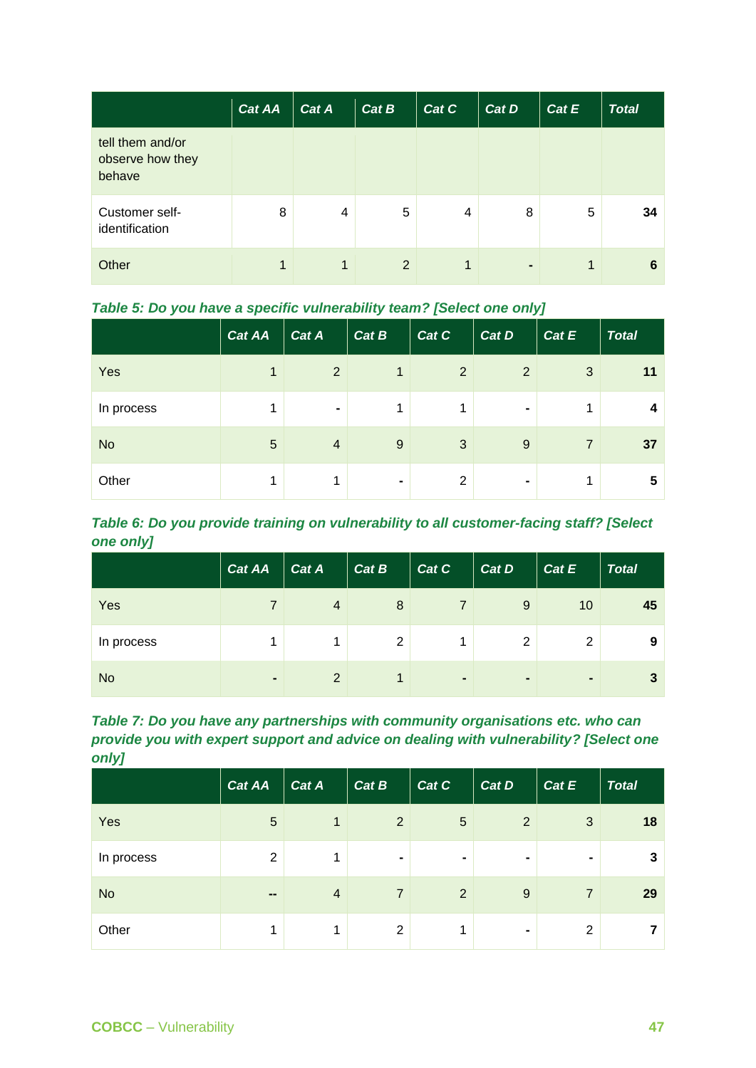| | Cat AA | Cat A | Cat B | Cat C | Cat D | Cat E | Total |
|---|---|---|---|---|---|---|---|
| tell them and/or observe how they behave | | | | | | | |
| Customer self-identification | 8 | 4 | 5 | 4 | 8 | 5 | **34** |
| Other | 1 | 1 | 2 | 1 | - | 1 | **6** |

***Table 5: Do you have a specific vulnerability team? [Select one only]***

| | Cat AA | Cat A | Cat B | Cat C | Cat D | Cat E | Total |
|---|---|---|---|---|---|---|---|
| Yes | 1 | 2 | 1 | 2 | 2 | 3 | **11** |
| In process | 1 | - | 1 | 1 | - | 1 | **4** |
| No | 5 | 4 | 9 | 3 | 9 | 7 | **37** |
| Other | 1 | 1 | - | 2 | - | 1 | **5** |

***Table 6: Do you provide training on vulnerability to all customer-facing staff? [Select one only]***

| | Cat AA | Cat A | Cat B | Cat C | Cat D | Cat E | Total |
|---|---|---|---|---|---|---|---|
| Yes | 7 | 4 | 8 | 7 | 9 | 10 | **45** |
| In process | 1 | 1 | 2 | 1 | 2 | 2 | **9** |
| No | - | 2 | 1 | - | - | - | **3** |

***Table 7: Do you have any partnerships with community organisations etc. who can provide you with expert support and advice on dealing with vulnerability? [Select one only]***

| | Cat AA | Cat A | Cat B | Cat C | Cat D | Cat E | Total |
|---|---|---|---|---|---|---|---|
| Yes | 5 | 1 | 2 | 5 | 2 | 3 | **18** |
| In process | 2 | 1 | - | - | - | - | **3** |
| No | -- | 4 | 7 | 2 | 9 | 7 | **29** |
| Other | 1 | 1 | 2 | 1 | - | 2 | **7** |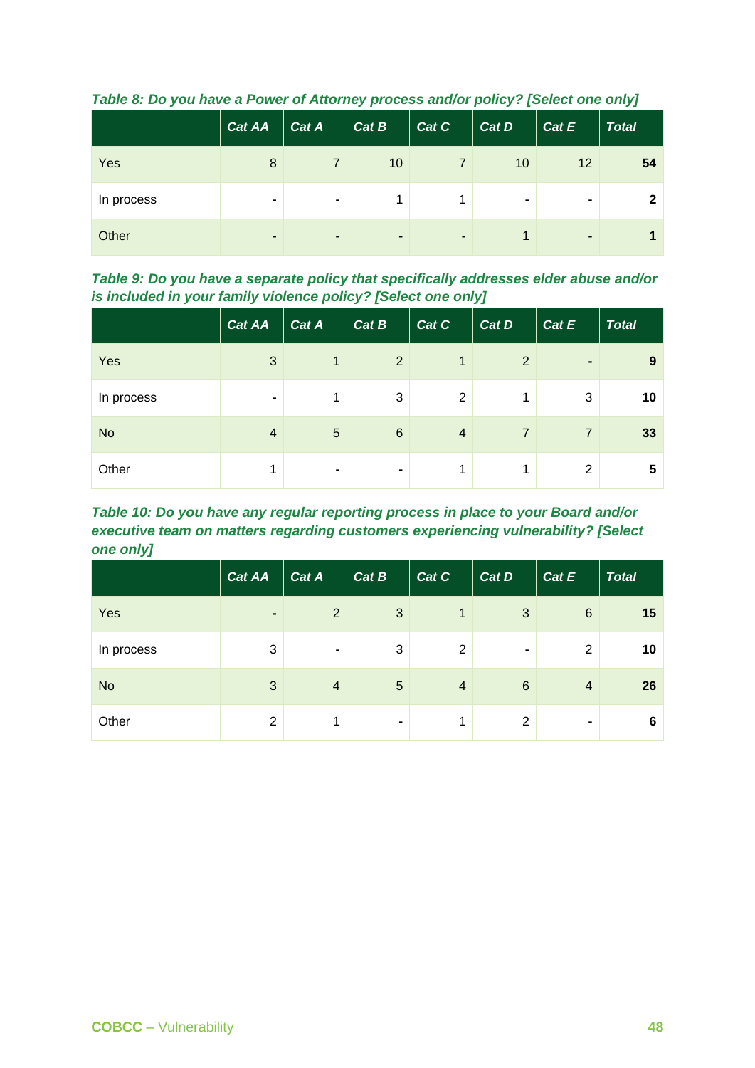*Table 8: Do you have a Power of Attorney process and/or policy? [Select one only]*

| | Cat AA | Cat A | Cat B | Cat C | Cat D | Cat E | Total |
|---|---|---|---|---|---|---|---|
| Yes | 8 | 7 | 10 | 7 | 10 | 12 | **54** |
| In process | - | - | 1 | 1 | - | - | **2** |
| Other | - | - | - | - | 1 | - | **1** |

*Table 9: Do you have a separate policy that specifically addresses elder abuse and/or is included in your family violence policy? [Select one only]*

| | Cat AA | Cat A | Cat B | Cat C | Cat D | Cat E | Total |
|---|---|---|---|---|---|---|---|
| Yes | 3 | 1 | 2 | 1 | 2 | - | **9** |
| In process | - | 1 | 3 | 2 | 1 | 3 | **10** |
| No | 4 | 5 | 6 | 4 | 7 | 7 | **33** |
| Other | 1 | - | - | 1 | 1 | 2 | **5** |

*Table 10: Do you have any regular reporting process in place to your Board and/or executive team on matters regarding customers experiencing vulnerability? [Select one only]*

| | Cat AA | Cat A | Cat B | Cat C | Cat D | Cat E | Total |
|---|---|---|---|---|---|---|---|
| Yes | - | 2 | 3 | 1 | 3 | 6 | **15** |
| In process | 3 | - | 3 | 2 | - | 2 | **10** |
| No | 3 | 4 | 5 | 4 | 6 | 4 | **26** |
| Other | 2 | 1 | - | 1 | 2 | - | **6** |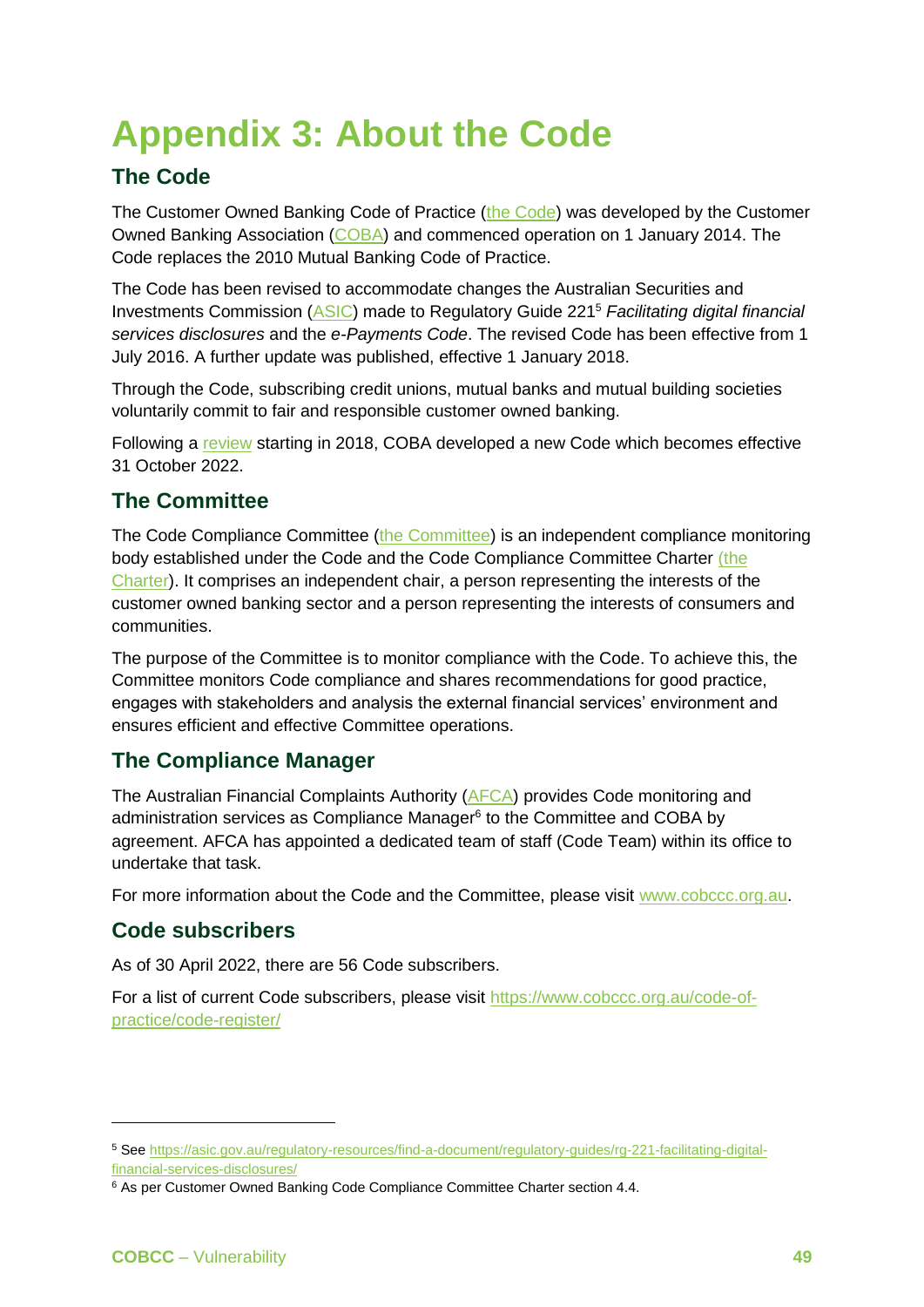# Appendix 3: About the Code

## The Code

The Customer Owned Banking Code of Practice (the Code) was developed by the Customer Owned Banking Association (COBA) and commenced operation on 1 January 2014. The Code replaces the 2010 Mutual Banking Code of Practice.

The Code has been revised to accommodate changes the Australian Securities and Investments Commission (ASIC) made to Regulatory Guide 221[5] *Facilitating digital financial services disclosures* and the *e-Payments Code*. The revised Code has been effective from 1 July 2016. A further update was published, effective 1 January 2018.

Through the Code, subscribing credit unions, mutual banks and mutual building societies voluntarily commit to fair and responsible customer owned banking.

Following a review starting in 2018, COBA developed a new Code which becomes effective 31 October 2022.

## The Committee

The Code Compliance Committee (the Committee) is an independent compliance monitoring body established under the Code and the Code Compliance Committee Charter (the Charter). It comprises an independent chair, a person representing the interests of the customer owned banking sector and a person representing the interests of consumers and communities.

The purpose of the Committee is to monitor compliance with the Code. To achieve this, the Committee monitors Code compliance and shares recommendations for good practice, engages with stakeholders and analysis the external financial services' environment and ensures efficient and effective Committee operations.

## The Compliance Manager

The Australian Financial Complaints Authority (AFCA) provides Code monitoring and administration services as Compliance Manager[6] to the Committee and COBA by agreement. AFCA has appointed a dedicated team of staff (Code Team) within its office to undertake that task.

For more information about the Code and the Committee, please visit www.cobccc.org.au.

## Code subscribers

As of 30 April 2022, there are 56 Code subscribers.

For a list of current Code subscribers, please visit https://www.cobccc.org.au/code-of-practice/code-register/

---

[5] See https://asic.gov.au/regulatory-resources/find-a-document/regulatory-guides/rg-221-facilitating-digital-financial-services-disclosures/

[6] As per Customer Owned Banking Code Compliance Committee Charter section 4.4.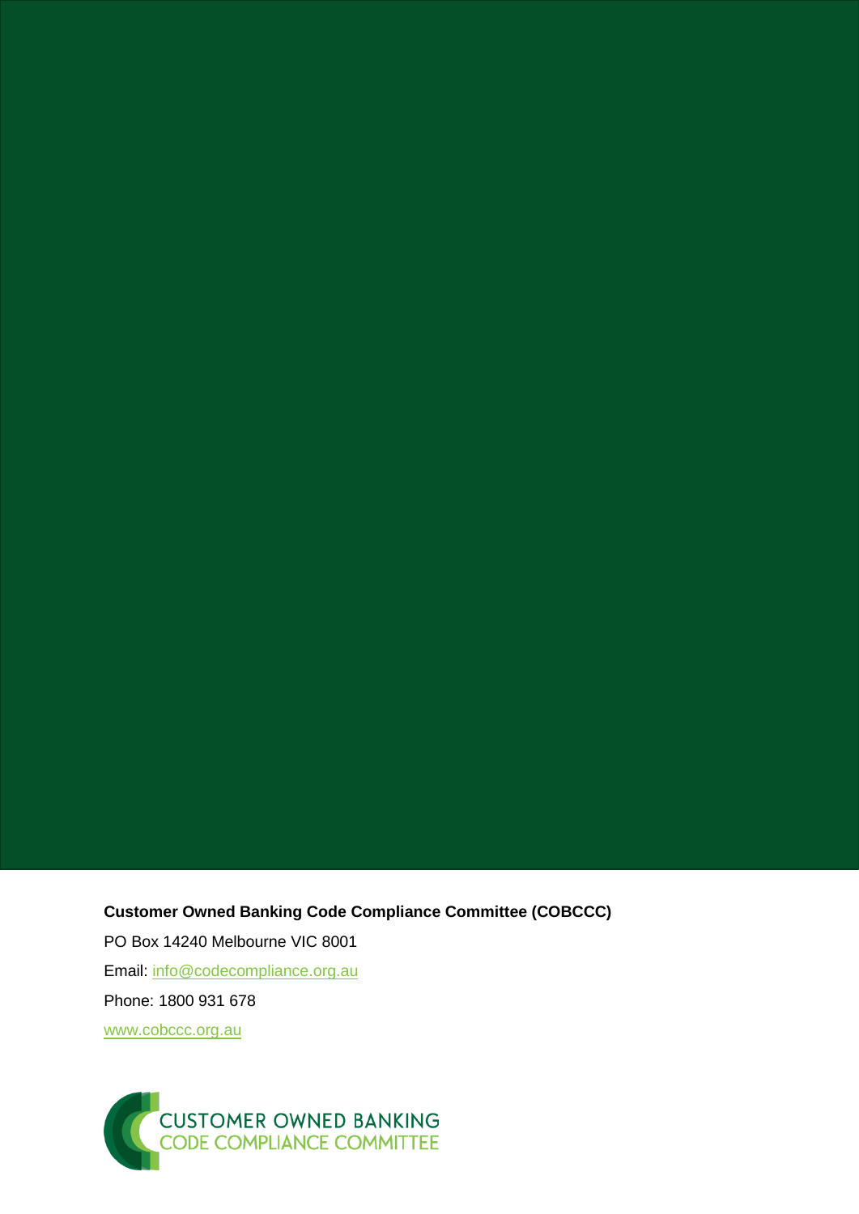**Customer Owned Banking Code Compliance Committee (COBCCC)**

PO Box 14240 Melbourne VIC 8001

Email: info@codecompliance.org.au

Phone: 1800 931 678

www.cobccc.org.au

CUSTOMER OWNED BANKING
CODE COMPLIANCE COMMITTEE